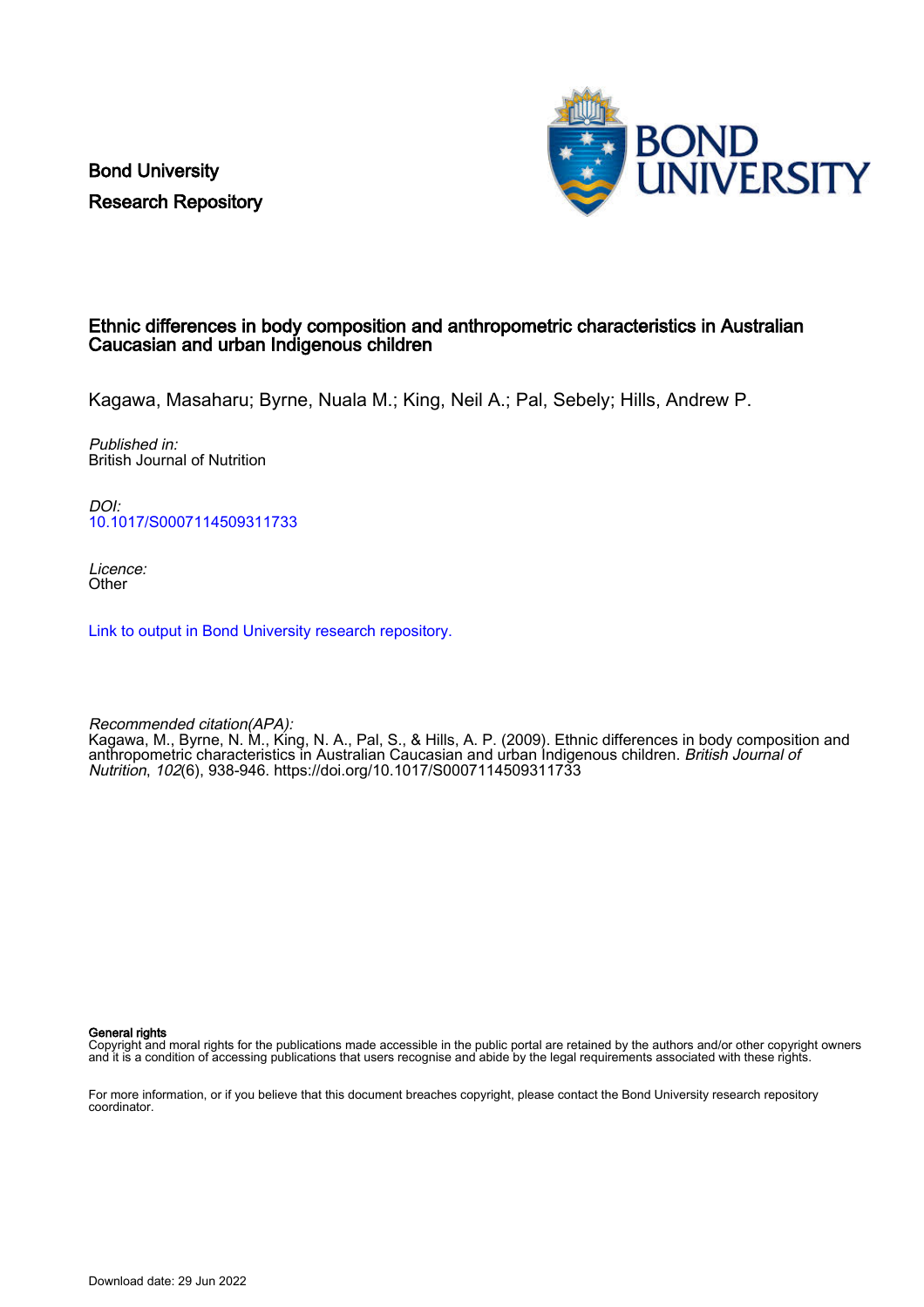Bond University
Research Repository

# Ethnic differences in body composition and anthropometric characteristics in Australian Caucasian and urban Indigenous children

Kagawa, Masaharu; Byrne, Nuala M.; King, Neil A.; Pal, Sebely; Hills, Andrew P.

*Published in:*
British Journal of Nutrition

*DOI:*
10.1017/S0007114509311733

*Licence:*
Other

Link to output in Bond University research repository.

*Recommended citation(APA):*
Kagawa, M., Byrne, N. M., King, N. A., Pal, S., & Hills, A. P. (2009). Ethnic differences in body composition and anthropometric characteristics in Australian Caucasian and urban Indigenous children. *British Journal of Nutrition*, *102*(6), 938-946. https://doi.org/10.1017/S0007114509311733

**General rights**
Copyright and moral rights for the publications made accessible in the public portal are retained by the authors and/or other copyright owners and it is a condition of accessing publications that users recognise and abide by the legal requirements associated with these rights.

For more information, or if you believe that this document breaches copyright, please contact the Bond University research repository coordinator.

Download date: 29 Jun 2022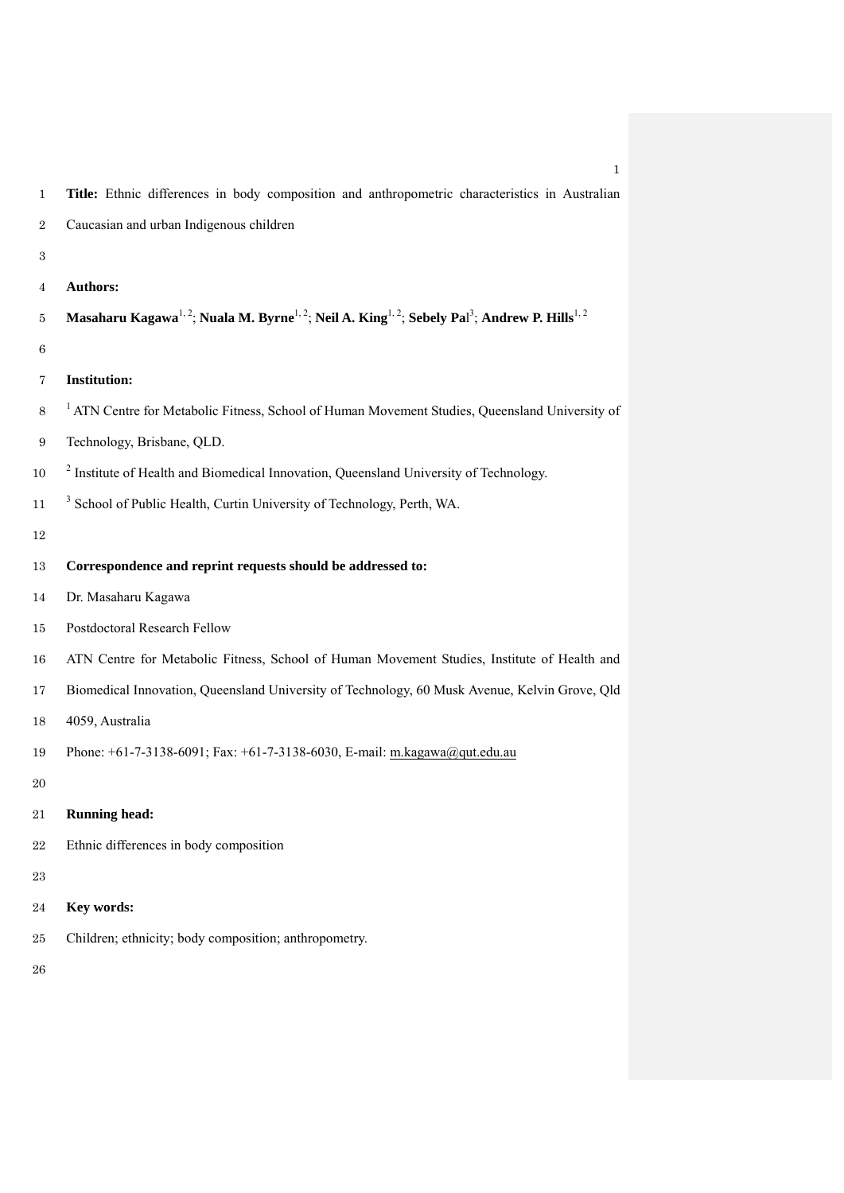**Title:** Ethnic differences in body composition and anthropometric characteristics in Australian Caucasian and urban Indigenous children

**Authors:**

**Masaharu Kagawa**[1, 2]; **Nuala M. Byrne**[1, 2]; **Neil A. King**[1, 2]; **Sebely Pal**[3]; **Andrew P. Hills**[1, 2]

**Institution:**

[1] ATN Centre for Metabolic Fitness, School of Human Movement Studies, Queensland University of Technology, Brisbane, QLD.

[2] Institute of Health and Biomedical Innovation, Queensland University of Technology.

[3] School of Public Health, Curtin University of Technology, Perth, WA.

**Correspondence and reprint requests should be addressed to:**

Dr. Masaharu Kagawa

Postdoctoral Research Fellow

ATN Centre for Metabolic Fitness, School of Human Movement Studies, Institute of Health and Biomedical Innovation, Queensland University of Technology, 60 Musk Avenue, Kelvin Grove, Qld 4059, Australia

Phone: +61-7-3138-6091; Fax: +61-7-3138-6030, E-mail: m.kagawa@qut.edu.au

**Running head:**

Ethnic differences in body composition

**Key words:**

Children; ethnicity; body composition; anthropometry.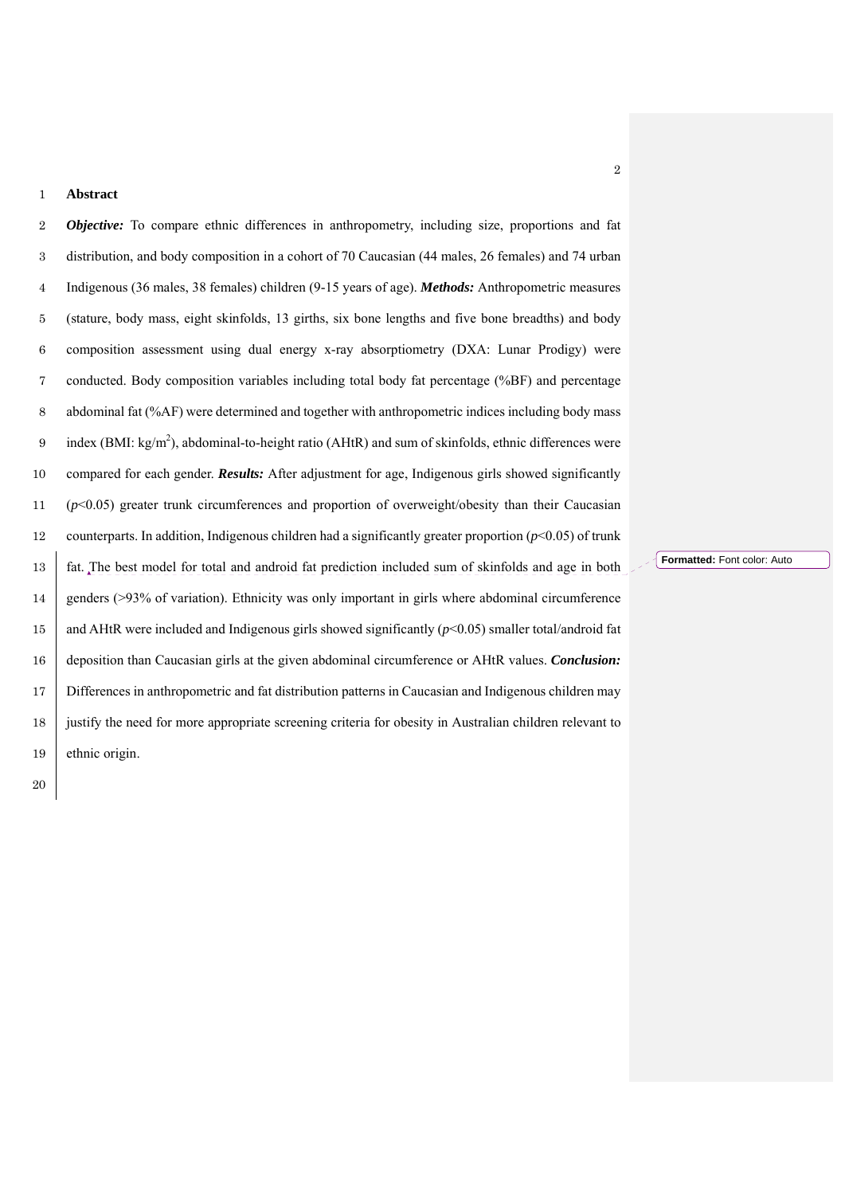# Abstract

***Objective:*** To compare ethnic differences in anthropometry, including size, proportions and fat distribution, and body composition in a cohort of 70 Caucasian (44 males, 26 females) and 74 urban Indigenous (36 males, 38 females) children (9-15 years of age). ***Methods:*** Anthropometric measures (stature, body mass, eight skinfolds, 13 girths, six bone lengths and five bone breadths) and body composition assessment using dual energy x-ray absorptiometry (DXA: Lunar Prodigy) were conducted. Body composition variables including total body fat percentage (%BF) and percentage abdominal fat (%AF) were determined and together with anthropometric indices including body mass index (BMI: kg/m$^2$), abdominal-to-height ratio (AHtR) and sum of skinfolds, ethnic differences were compared for each gender. ***Results:*** After adjustment for age, Indigenous girls showed significantly ($p$<0.05) greater trunk circumferences and proportion of overweight/obesity than their Caucasian counterparts. In addition, Indigenous children had a significantly greater proportion ($p$<0.05) of trunk fat. The best model for total and android fat prediction included sum of skinfolds and age in both genders (>93% of variation). Ethnicity was only important in girls where abdominal circumference and AHtR were included and Indigenous girls showed significantly ($p$<0.05) smaller total/android fat deposition than Caucasian girls at the given abdominal circumference or AHtR values. ***Conclusion:*** Differences in anthropometric and fat distribution patterns in Caucasian and Indigenous children may justify the need for more appropriate screening criteria for obesity in Australian children relevant to ethnic origin.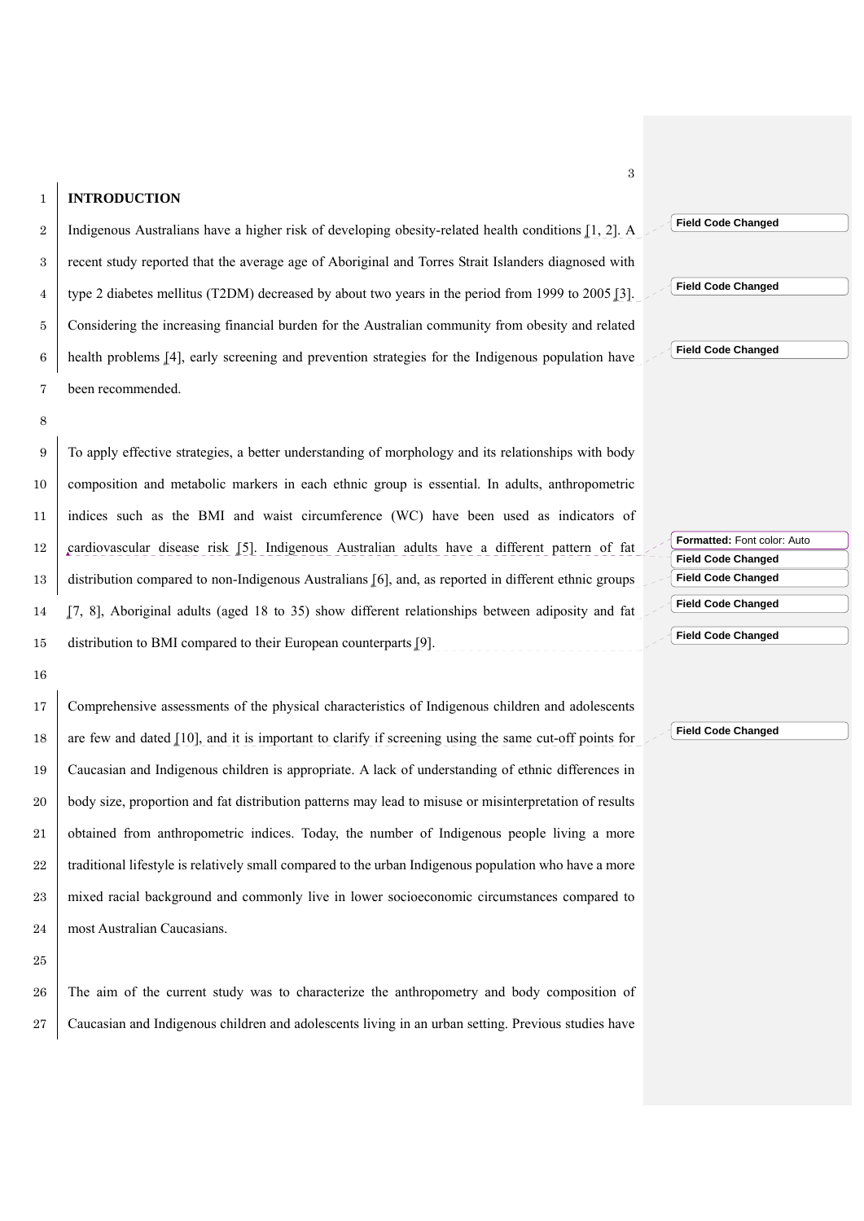# INTRODUCTION

Indigenous Australians have a higher risk of developing obesity-related health conditions [1, 2]. A recent study reported that the average age of Aboriginal and Torres Strait Islanders diagnosed with type 2 diabetes mellitus (T2DM) decreased by about two years in the period from 1999 to 2005 [3]. Considering the increasing financial burden for the Australian community from obesity and related health problems [4], early screening and prevention strategies for the Indigenous population have been recommended.

To apply effective strategies, a better understanding of morphology and its relationships with body composition and metabolic markers in each ethnic group is essential. In adults, anthropometric indices such as the BMI and waist circumference (WC) have been used as indicators of cardiovascular disease risk [5]. Indigenous Australian adults have a different pattern of fat distribution compared to non-Indigenous Australians [6], and, as reported in different ethnic groups [7, 8], Aboriginal adults (aged 18 to 35) show different relationships between adiposity and fat distribution to BMI compared to their European counterparts [9].

Comprehensive assessments of the physical characteristics of Indigenous children and adolescents are few and dated [10], and it is important to clarify if screening using the same cut-off points for Caucasian and Indigenous children is appropriate. A lack of understanding of ethnic differences in body size, proportion and fat distribution patterns may lead to misuse or misinterpretation of results obtained from anthropometric indices. Today, the number of Indigenous people living a more traditional lifestyle is relatively small compared to the urban Indigenous population who have a more mixed racial background and commonly live in lower socioeconomic circumstances compared to most Australian Caucasians.

The aim of the current study was to characterize the anthropometry and body composition of Caucasian and Indigenous children and adolescents living in an urban setting. Previous studies have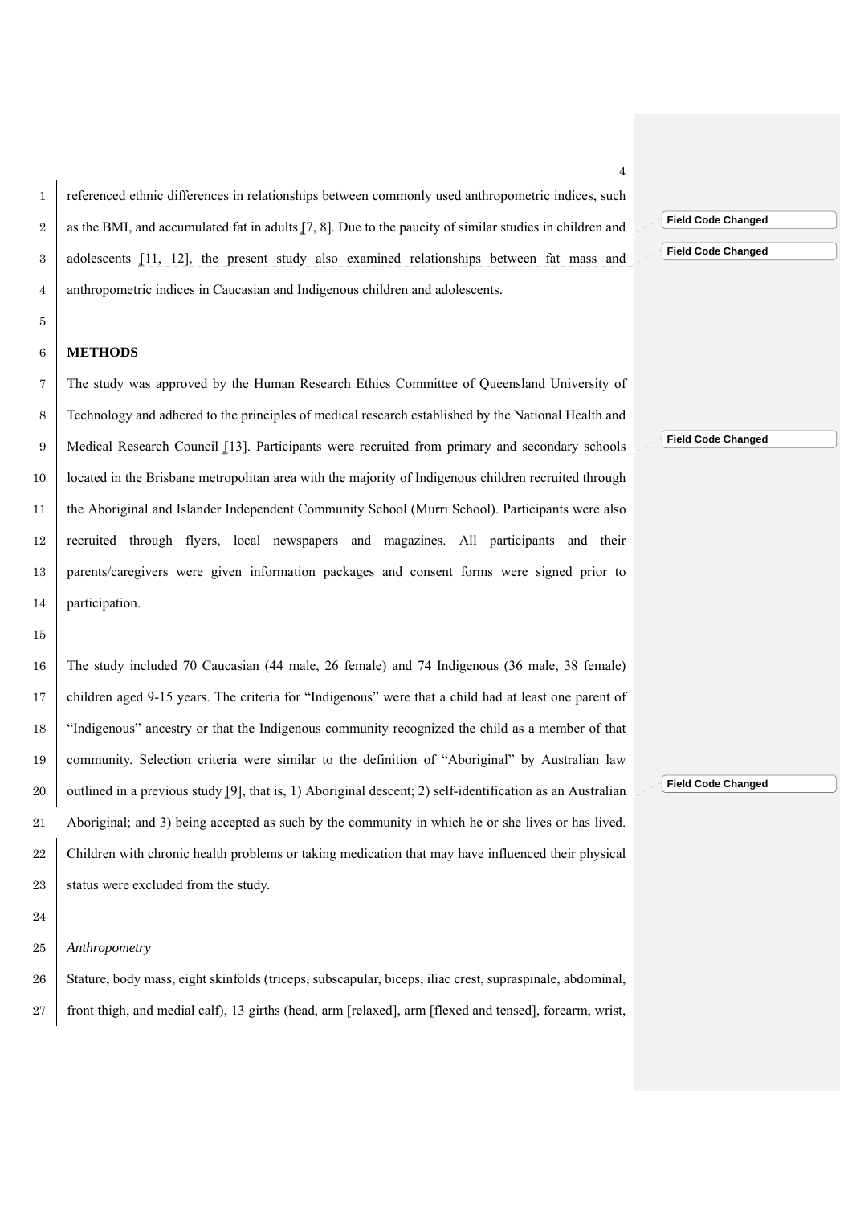referenced ethnic differences in relationships between commonly used anthropometric indices, such as the BMI, and accumulated fat in adults [7, 8]. Due to the paucity of similar studies in children and adolescents [11, 12], the present study also examined relationships between fat mass and anthropometric indices in Caucasian and Indigenous children and adolescents.

## METHODS

The study was approved by the Human Research Ethics Committee of Queensland University of Technology and adhered to the principles of medical research established by the National Health and Medical Research Council [13]. Participants were recruited from primary and secondary schools located in the Brisbane metropolitan area with the majority of Indigenous children recruited through the Aboriginal and Islander Independent Community School (Murri School). Participants were also recruited through flyers, local newspapers and magazines. All participants and their parents/caregivers were given information packages and consent forms were signed prior to participation.

The study included 70 Caucasian (44 male, 26 female) and 74 Indigenous (36 male, 38 female) children aged 9-15 years. The criteria for "Indigenous" were that a child had at least one parent of "Indigenous" ancestry or that the Indigenous community recognized the child as a member of that community. Selection criteria were similar to the definition of "Aboriginal" by Australian law outlined in a previous study [9], that is, 1) Aboriginal descent; 2) self-identification as an Australian Aboriginal; and 3) being accepted as such by the community in which he or she lives or has lived. Children with chronic health problems or taking medication that may have influenced their physical status were excluded from the study.

### *Anthropometry*

Stature, body mass, eight skinfolds (triceps, subscapular, biceps, iliac crest, supraspinale, abdominal, front thigh, and medial calf), 13 girths (head, arm [relaxed], arm [flexed and tensed], forearm, wrist,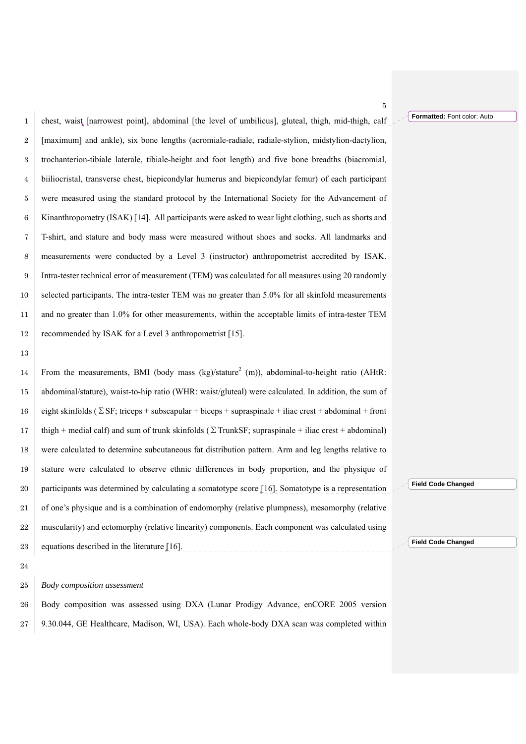chest, waist [narrowest point], abdominal [the level of umbilicus], gluteal, thigh, mid-thigh, calf [maximum] and ankle), six bone lengths (acromiale-radiale, radiale-stylion, midstylion-dactylion, trochanterion-tibiale laterale, tibiale-height and foot length) and five bone breadths (biacromial, biiliocristal, transverse chest, biepicondylar humerus and biepicondylar femur) of each participant were measured using the standard protocol by the International Society for the Advancement of Kinanthropometry (ISAK) [14]. All participants were asked to wear light clothing, such as shorts and T-shirt, and stature and body mass were measured without shoes and socks. All landmarks and measurements were conducted by a Level 3 (instructor) anthropometrist accredited by ISAK. Intra-tester technical error of measurement (TEM) was calculated for all measures using 20 randomly selected participants. The intra-tester TEM was no greater than 5.0% for all skinfold measurements and no greater than 1.0% for other measurements, within the acceptable limits of intra-tester TEM recommended by ISAK for a Level 3 anthropometrist [15].

From the measurements, BMI (body mass (kg)/stature$^2$ (m)), abdominal-to-height ratio (AHtR: abdominal/stature), waist-to-hip ratio (WHR: waist/gluteal) were calculated. In addition, the sum of eight skinfolds ($\Sigma$SF; triceps + subscapular + biceps + supraspinale + iliac crest + abdominal + front thigh + medial calf) and sum of trunk skinfolds ($\Sigma$TrunkSF; supraspinale + iliac crest + abdominal) were calculated to determine subcutaneous fat distribution pattern. Arm and leg lengths relative to stature were calculated to observe ethnic differences in body proportion, and the physique of participants was determined by calculating a somatotype score [16]. Somatotype is a representation of one's physique and is a combination of endomorphy (relative plumpness), mesomorphy (relative muscularity) and ectomorphy (relative linearity) components. Each component was calculated using equations described in the literature [16].

*Body composition assessment*

Body composition was assessed using DXA (Lunar Prodigy Advance, enCORE 2005 version 9.30.044, GE Healthcare, Madison, WI, USA). Each whole-body DXA scan was completed within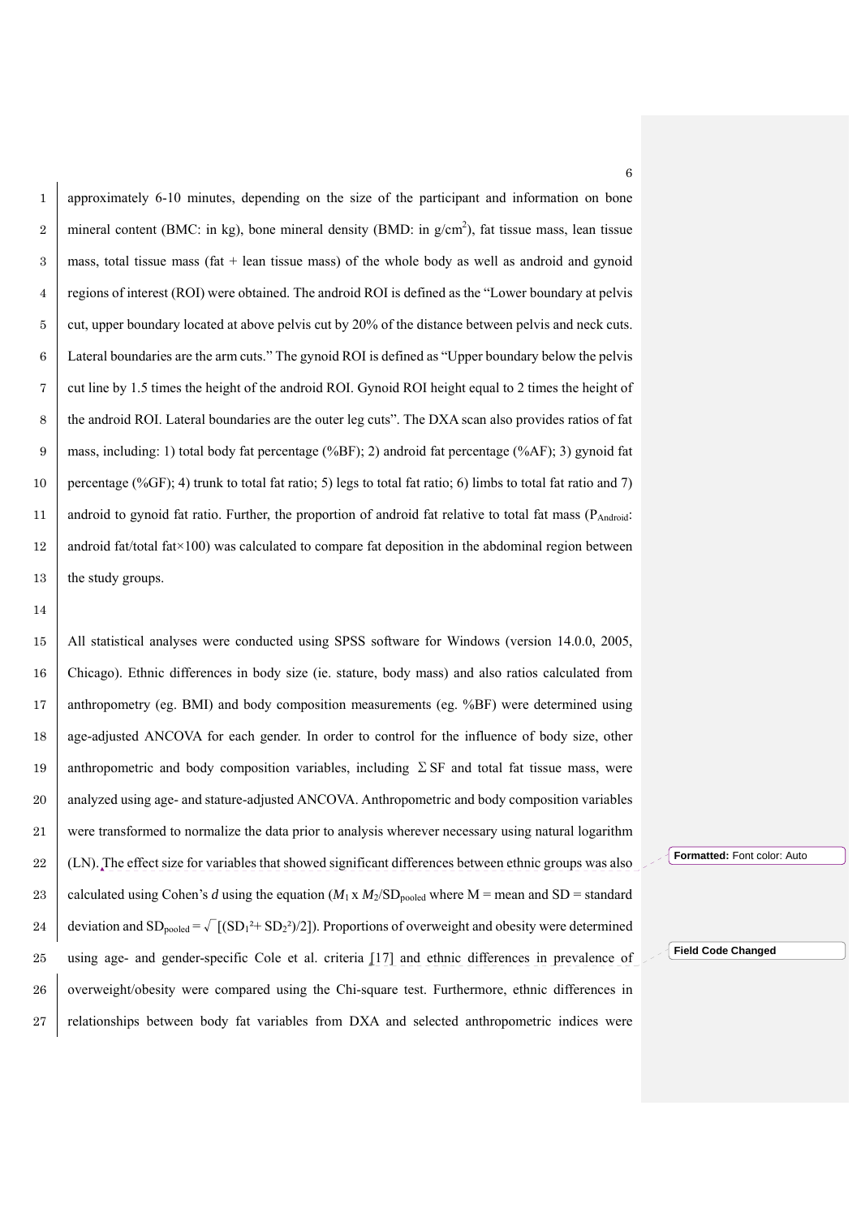approximately 6-10 minutes, depending on the size of the participant and information on bone mineral content (BMC: in kg), bone mineral density (BMD: in g/cm$^2$), fat tissue mass, lean tissue mass, total tissue mass (fat + lean tissue mass) of the whole body as well as android and gynoid regions of interest (ROI) were obtained. The android ROI is defined as the "Lower boundary at pelvis cut, upper boundary located at above pelvis cut by 20% of the distance between pelvis and neck cuts. Lateral boundaries are the arm cuts." The gynoid ROI is defined as "Upper boundary below the pelvis cut line by 1.5 times the height of the android ROI. Gynoid ROI height equal to 2 times the height of the android ROI. Lateral boundaries are the outer leg cuts". The DXA scan also provides ratios of fat mass, including: 1) total body fat percentage (%BF); 2) android fat percentage (%AF); 3) gynoid fat percentage (%GF); 4) trunk to total fat ratio; 5) legs to total fat ratio; 6) limbs to total fat ratio and 7) android to gynoid fat ratio. Further, the proportion of android fat relative to total fat mass ($P_{Android}$: android fat/total fat×100) was calculated to compare fat deposition in the abdominal region between the study groups.

All statistical analyses were conducted using SPSS software for Windows (version 14.0.0, 2005, Chicago). Ethnic differences in body size (ie. stature, body mass) and also ratios calculated from anthropometry (eg. BMI) and body composition measurements (eg. %BF) were determined using age-adjusted ANCOVA for each gender. In order to control for the influence of body size, other anthropometric and body composition variables, including ΣSF and total fat tissue mass, were analyzed using age- and stature-adjusted ANCOVA. Anthropometric and body composition variables were transformed to normalize the data prior to analysis wherever necessary using natural logarithm (LN). The effect size for variables that showed significant differences between ethnic groups was also calculated using Cohen's *d* using the equation ($M_1$ x $M_2$/$SD_{pooled}$ where M = mean and SD = standard deviation and $SD_{pooled} = \sqrt{[(SD_1^2 + SD_2^2)/2]}$). Proportions of overweight and obesity were determined using age- and gender-specific Cole et al. criteria [17] and ethnic differences in prevalence of overweight/obesity were compared using the Chi-square test. Furthermore, ethnic differences in relationships between body fat variables from DXA and selected anthropometric indices were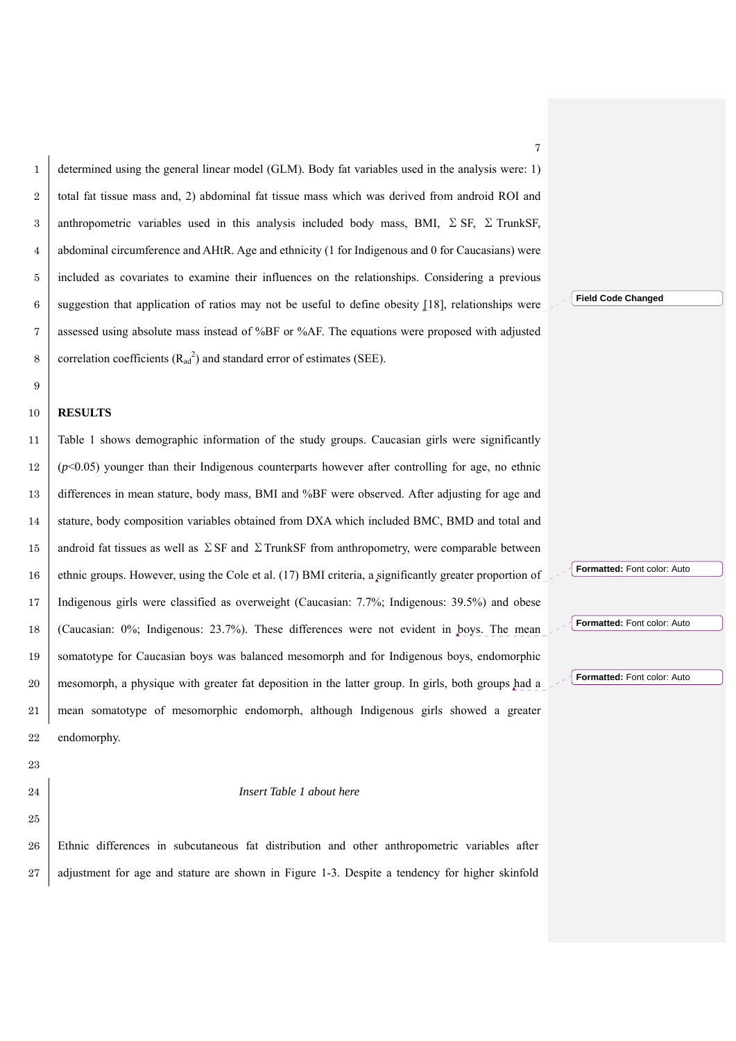determined using the general linear model (GLM). Body fat variables used in the analysis were: 1) total fat tissue mass and, 2) abdominal fat tissue mass which was derived from android ROI and anthropometric variables used in this analysis included body mass, BMI, Σ SF, Σ TrunkSF, abdominal circumference and AHtR. Age and ethnicity (1 for Indigenous and 0 for Caucasians) were included as covariates to examine their influences on the relationships. Considering a previous suggestion that application of ratios may not be useful to define obesity [18], relationships were assessed using absolute mass instead of %BF or %AF. The equations were proposed with adjusted correlation coefficients ($R_{ad}^2$) and standard error of estimates (SEE).

## RESULTS

Table 1 shows demographic information of the study groups. Caucasian girls were significantly ($p$<0.05) younger than their Indigenous counterparts however after controlling for age, no ethnic differences in mean stature, body mass, BMI and %BF were observed. After adjusting for age and stature, body composition variables obtained from DXA which included BMC, BMD and total and android fat tissues as well as Σ SF and Σ TrunkSF from anthropometry, were comparable between ethnic groups. However, using the Cole et al. (17) BMI criteria, a significantly greater proportion of Indigenous girls were classified as overweight (Caucasian: 7.7%; Indigenous: 39.5%) and obese (Caucasian: 0%; Indigenous: 23.7%). These differences were not evident in boys. The mean somatotype for Caucasian boys was balanced mesomorph and for Indigenous boys, endomorphic mesomorph, a physique with greater fat deposition in the latter group. In girls, both groups had a mean somatotype of mesomorphic endomorph, although Indigenous girls showed a greater endomorphy.

*Insert Table 1 about here*

Ethnic differences in subcutaneous fat distribution and other anthropometric variables after adjustment for age and stature are shown in Figure 1-3. Despite a tendency for higher skinfold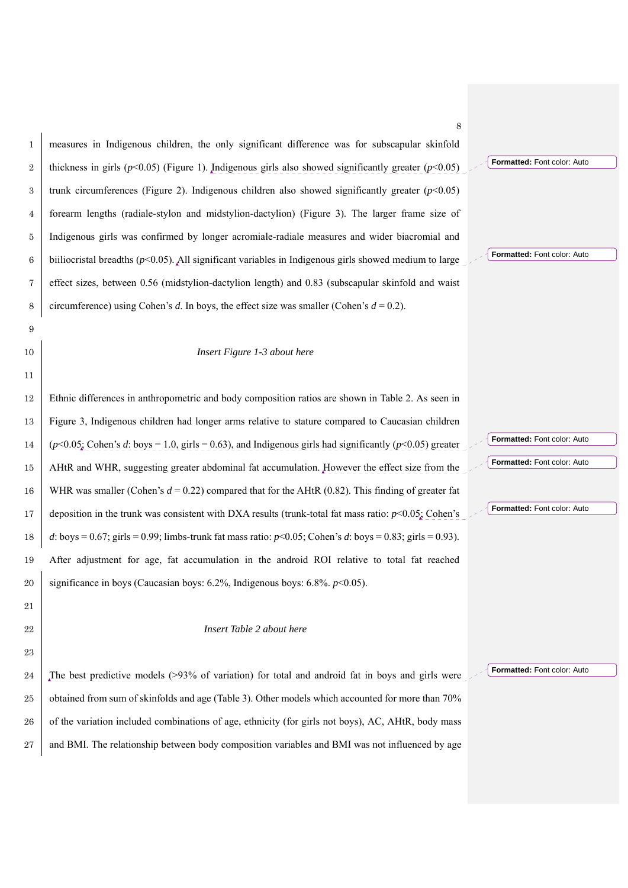measures in Indigenous children, the only significant difference was for subscapular skinfold thickness in girls ($p<0.05$) (Figure 1). Indigenous girls also showed significantly greater ($p<0.05$) trunk circumferences (Figure 2). Indigenous children also showed significantly greater ($p<0.05$) forearm lengths (radiale-stylon and midstylion-dactylion) (Figure 3). The larger frame size of Indigenous girls was confirmed by longer acromiale-radiale measures and wider biacromial and biiliocristal breadths ($p<0.05$). All significant variables in Indigenous girls showed medium to large effect sizes, between 0.56 (midstylion-dactylion length) and 0.83 (subscapular skinfold and waist circumference) using Cohen's *d*. In boys, the effect size was smaller (Cohen's $d = 0.2$).

*Insert Figure 1-3 about here*

Ethnic differences in anthropometric and body composition ratios are shown in Table 2. As seen in Figure 3, Indigenous children had longer arms relative to stature compared to Caucasian children ($p<0.05$; Cohen's *d*: boys = 1.0, girls = 0.63), and Indigenous girls had significantly ($p<0.05$) greater AHtR and WHR, suggesting greater abdominal fat accumulation. However the effect size from the WHR was smaller (Cohen's $d = 0.22$) compared that for the AHtR (0.82). This finding of greater fat deposition in the trunk was consistent with DXA results (trunk-total fat mass ratio: $p<0.05$; Cohen's *d*: boys = 0.67; girls = 0.99; limbs-trunk fat mass ratio: $p<0.05$; Cohen's *d*: boys = 0.83; girls = 0.93). After adjustment for age, fat accumulation in the android ROI relative to total fat reached significance in boys (Caucasian boys: 6.2%, Indigenous boys: 6.8%. $p<0.05$).

*Insert Table 2 about here*

The best predictive models (>93% of variation) for total and android fat in boys and girls were obtained from sum of skinfolds and age (Table 3). Other models which accounted for more than 70% of the variation included combinations of age, ethnicity (for girls not boys), AC, AHtR, body mass and BMI. The relationship between body composition variables and BMI was not influenced by age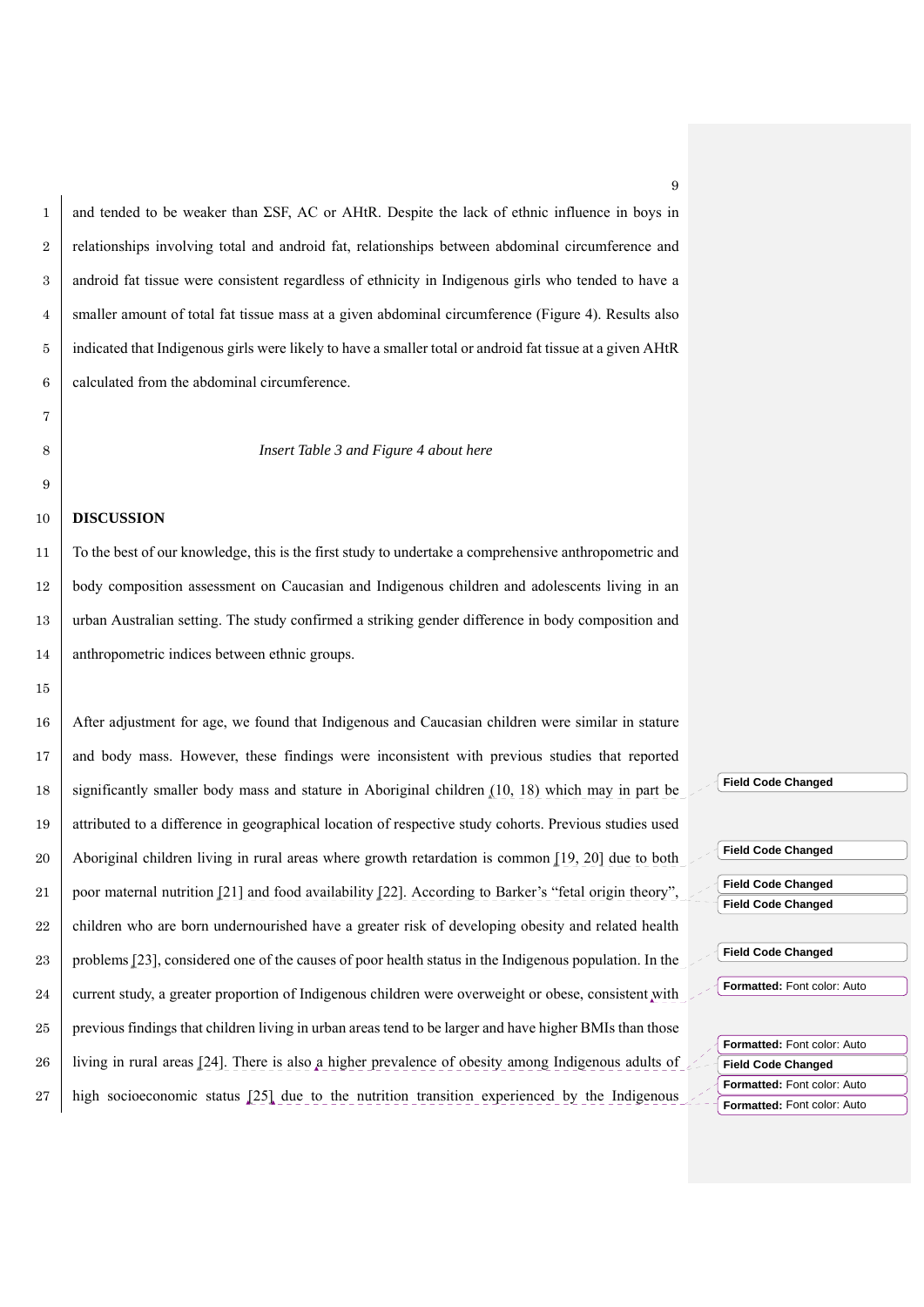and tended to be weaker than ΣSF, AC or AHtR. Despite the lack of ethnic influence in boys in relationships involving total and android fat, relationships between abdominal circumference and android fat tissue were consistent regardless of ethnicity in Indigenous girls who tended to have a smaller amount of total fat tissue mass at a given abdominal circumference (Figure 4). Results also indicated that Indigenous girls were likely to have a smaller total or android fat tissue at a given AHtR calculated from the abdominal circumference.

*Insert Table 3 and Figure 4 about here*

**DISCUSSION**

To the best of our knowledge, this is the first study to undertake a comprehensive anthropometric and body composition assessment on Caucasian and Indigenous children and adolescents living in an urban Australian setting. The study confirmed a striking gender difference in body composition and anthropometric indices between ethnic groups.

After adjustment for age, we found that Indigenous and Caucasian children were similar in stature and body mass. However, these findings were inconsistent with previous studies that reported significantly smaller body mass and stature in Aboriginal children (10, 18) which may in part be attributed to a difference in geographical location of respective study cohorts. Previous studies used Aboriginal children living in rural areas where growth retardation is common [19, 20] due to both poor maternal nutrition [21] and food availability [22]. According to Barker's "fetal origin theory", children who are born undernourished have a greater risk of developing obesity and related health problems [23], considered one of the causes of poor health status in the Indigenous population. In the current study, a greater proportion of Indigenous children were overweight or obese, consistent with previous findings that children living in urban areas tend to be larger and have higher BMIs than those living in rural areas [24]. There is also a higher prevalence of obesity among Indigenous adults of high socioeconomic status [25] due to the nutrition transition experienced by the Indigenous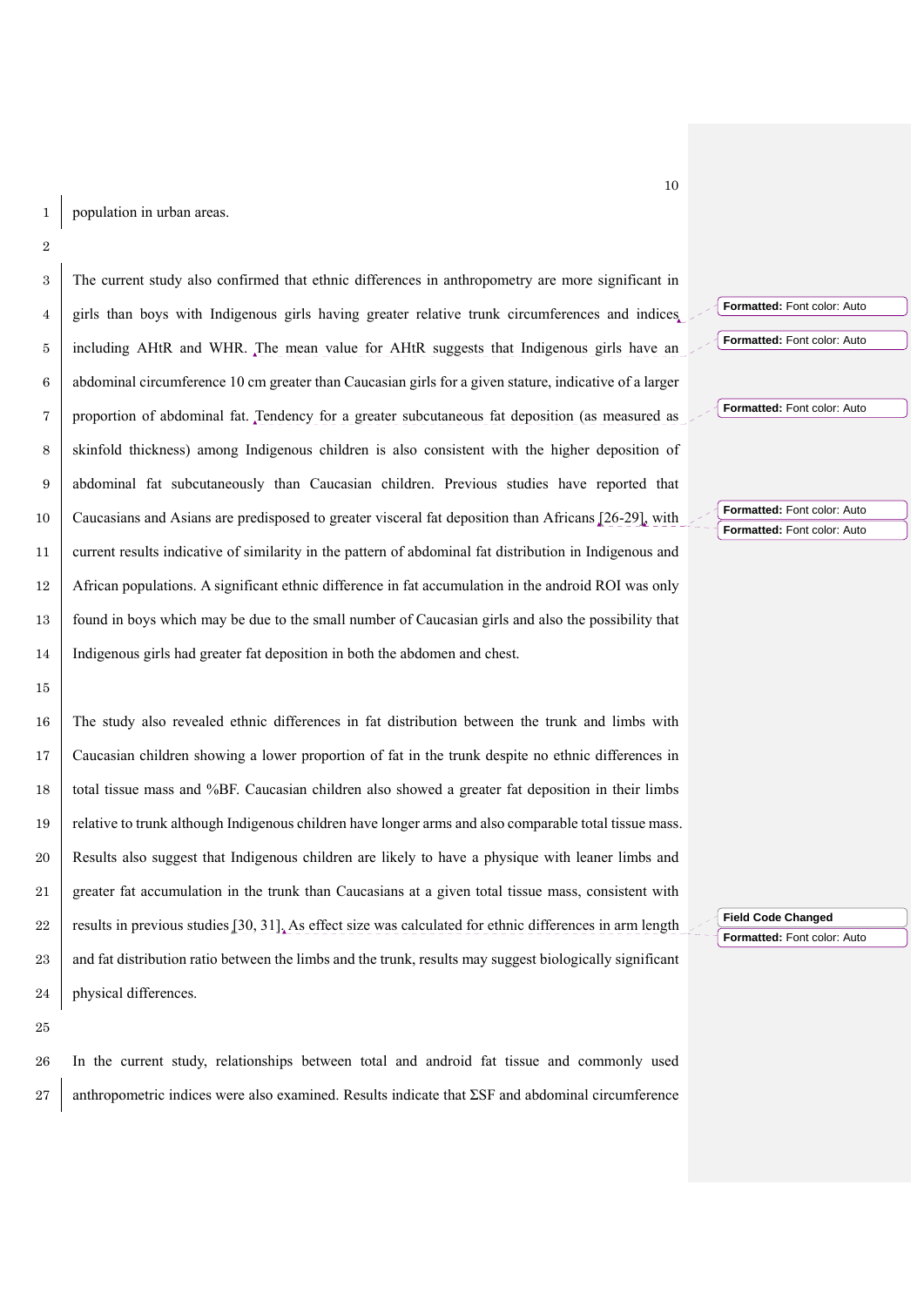population in urban areas.

The current study also confirmed that ethnic differences in anthropometry are more significant in girls than boys with Indigenous girls having greater relative trunk circumferences and indices including AHtR and WHR. The mean value for AHtR suggests that Indigenous girls have an abdominal circumference 10 cm greater than Caucasian girls for a given stature, indicative of a larger proportion of abdominal fat. Tendency for a greater subcutaneous fat deposition (as measured as skinfold thickness) among Indigenous children is also consistent with the higher deposition of abdominal fat subcutaneously than Caucasian children. Previous studies have reported that Caucasians and Asians are predisposed to greater visceral fat deposition than Africans [26-29], with current results indicative of similarity in the pattern of abdominal fat distribution in Indigenous and African populations. A significant ethnic difference in fat accumulation in the android ROI was only found in boys which may be due to the small number of Caucasian girls and also the possibility that Indigenous girls had greater fat deposition in both the abdomen and chest.

The study also revealed ethnic differences in fat distribution between the trunk and limbs with Caucasian children showing a lower proportion of fat in the trunk despite no ethnic differences in total tissue mass and %BF. Caucasian children also showed a greater fat deposition in their limbs relative to trunk although Indigenous children have longer arms and also comparable total tissue mass. Results also suggest that Indigenous children are likely to have a physique with leaner limbs and greater fat accumulation in the trunk than Caucasians at a given total tissue mass, consistent with results in previous studies [30, 31]. As effect size was calculated for ethnic differences in arm length and fat distribution ratio between the limbs and the trunk, results may suggest biologically significant physical differences.

In the current study, relationships between total and android fat tissue and commonly used anthropometric indices were also examined. Results indicate that ΣSF and abdominal circumference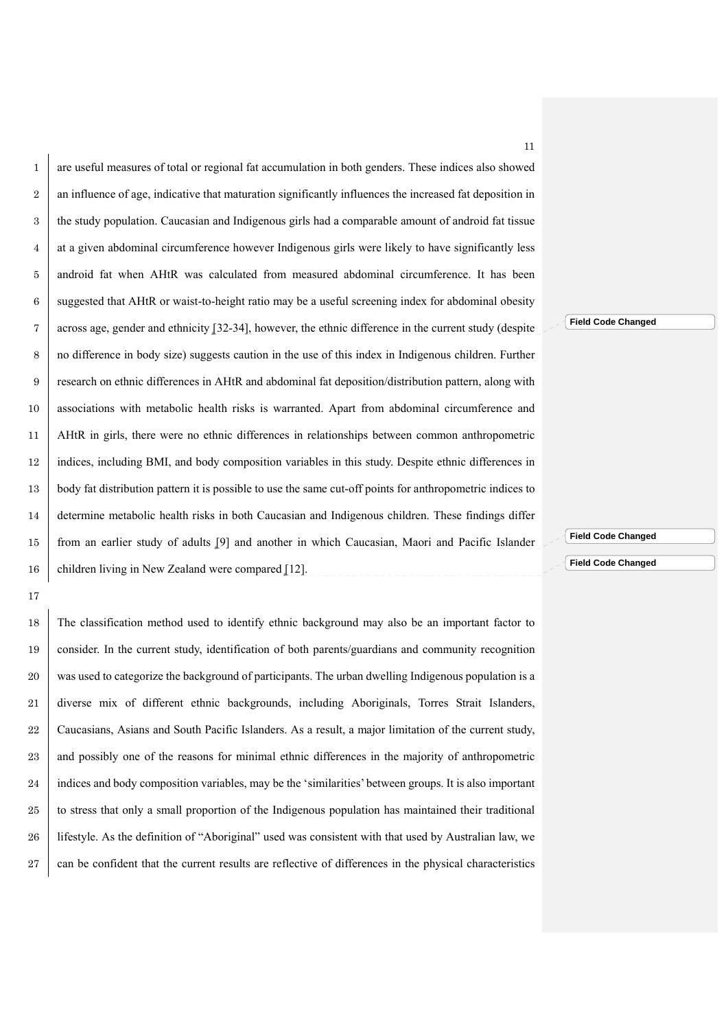are useful measures of total or regional fat accumulation in both genders. These indices also showed an influence of age, indicative that maturation significantly influences the increased fat deposition in the study population. Caucasian and Indigenous girls had a comparable amount of android fat tissue at a given abdominal circumference however Indigenous girls were likely to have significantly less android fat when AHtR was calculated from measured abdominal circumference. It has been suggested that AHtR or waist-to-height ratio may be a useful screening index for abdominal obesity across age, gender and ethnicity [32-34], however, the ethnic difference in the current study (despite no difference in body size) suggests caution in the use of this index in Indigenous children. Further research on ethnic differences in AHtR and abdominal fat deposition/distribution pattern, along with associations with metabolic health risks is warranted. Apart from abdominal circumference and AHtR in girls, there were no ethnic differences in relationships between common anthropometric indices, including BMI, and body composition variables in this study. Despite ethnic differences in body fat distribution pattern it is possible to use the same cut-off points for anthropometric indices to determine metabolic health risks in both Caucasian and Indigenous children. These findings differ from an earlier study of adults [9] and another in which Caucasian, Maori and Pacific Islander children living in New Zealand were compared [12].

The classification method used to identify ethnic background may also be an important factor to consider. In the current study, identification of both parents/guardians and community recognition was used to categorize the background of participants. The urban dwelling Indigenous population is a diverse mix of different ethnic backgrounds, including Aboriginals, Torres Strait Islanders, Caucasians, Asians and South Pacific Islanders. As a result, a major limitation of the current study, and possibly one of the reasons for minimal ethnic differences in the majority of anthropometric indices and body composition variables, may be the 'similarities' between groups. It is also important to stress that only a small proportion of the Indigenous population has maintained their traditional lifestyle. As the definition of "Aboriginal" used was consistent with that used by Australian law, we can be confident that the current results are reflective of differences in the physical characteristics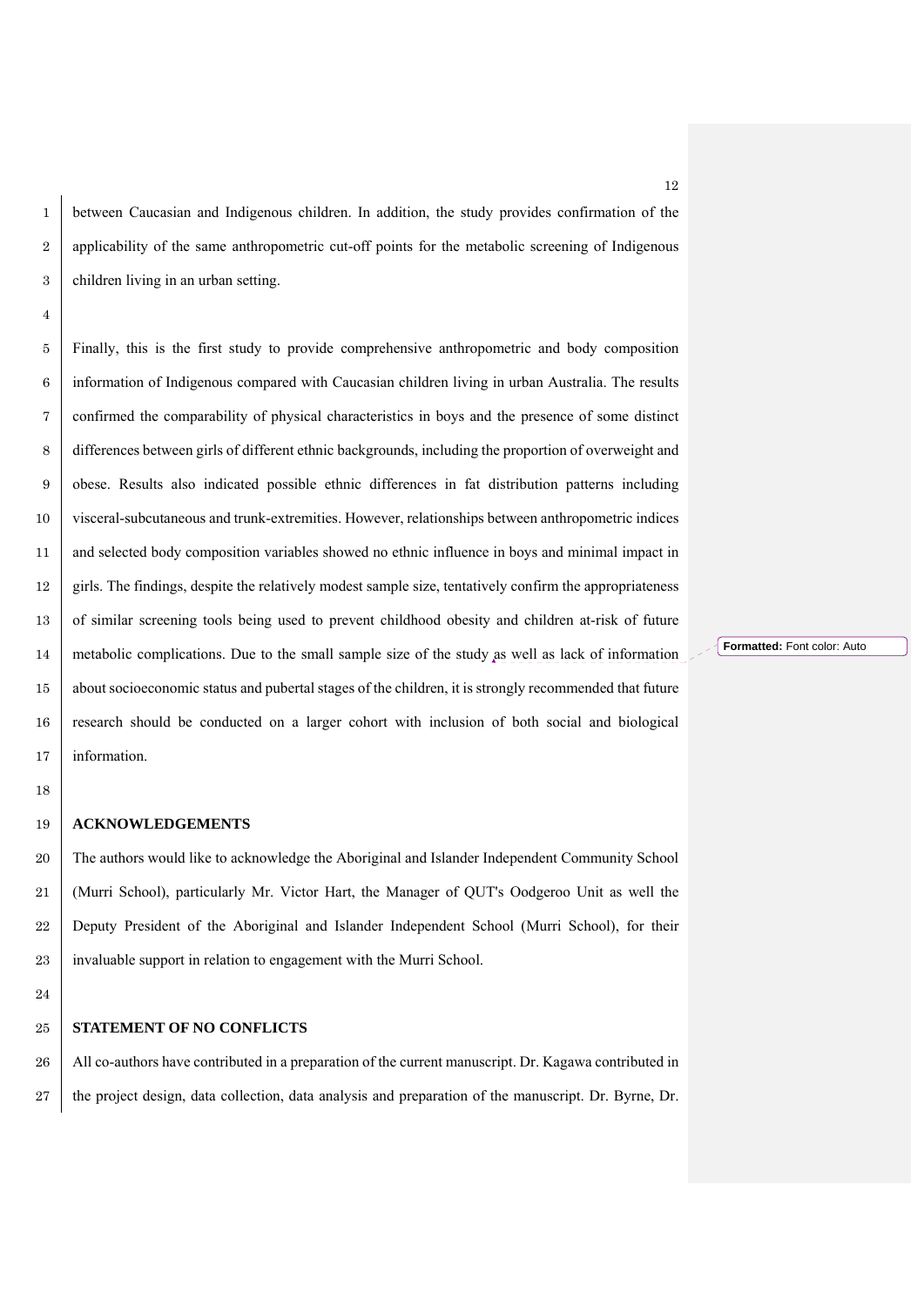between Caucasian and Indigenous children. In addition, the study provides confirmation of the applicability of the same anthropometric cut-off points for the metabolic screening of Indigenous children living in an urban setting.

Finally, this is the first study to provide comprehensive anthropometric and body composition information of Indigenous compared with Caucasian children living in urban Australia. The results confirmed the comparability of physical characteristics in boys and the presence of some distinct differences between girls of different ethnic backgrounds, including the proportion of overweight and obese. Results also indicated possible ethnic differences in fat distribution patterns including visceral-subcutaneous and trunk-extremities. However, relationships between anthropometric indices and selected body composition variables showed no ethnic influence in boys and minimal impact in girls. The findings, despite the relatively modest sample size, tentatively confirm the appropriateness of similar screening tools being used to prevent childhood obesity and children at-risk of future metabolic complications. Due to the small sample size of the study as well as lack of information about socioeconomic status and pubertal stages of the children, it is strongly recommended that future research should be conducted on a larger cohort with inclusion of both social and biological information.

## ACKNOWLEDGEMENTS

The authors would like to acknowledge the Aboriginal and Islander Independent Community School (Murri School), particularly Mr. Victor Hart, the Manager of QUT's Oodgeroo Unit as well the Deputy President of the Aboriginal and Islander Independent School (Murri School), for their invaluable support in relation to engagement with the Murri School.

## STATEMENT OF NO CONFLICTS

All co-authors have contributed in a preparation of the current manuscript. Dr. Kagawa contributed in the project design, data collection, data analysis and preparation of the manuscript. Dr. Byrne, Dr.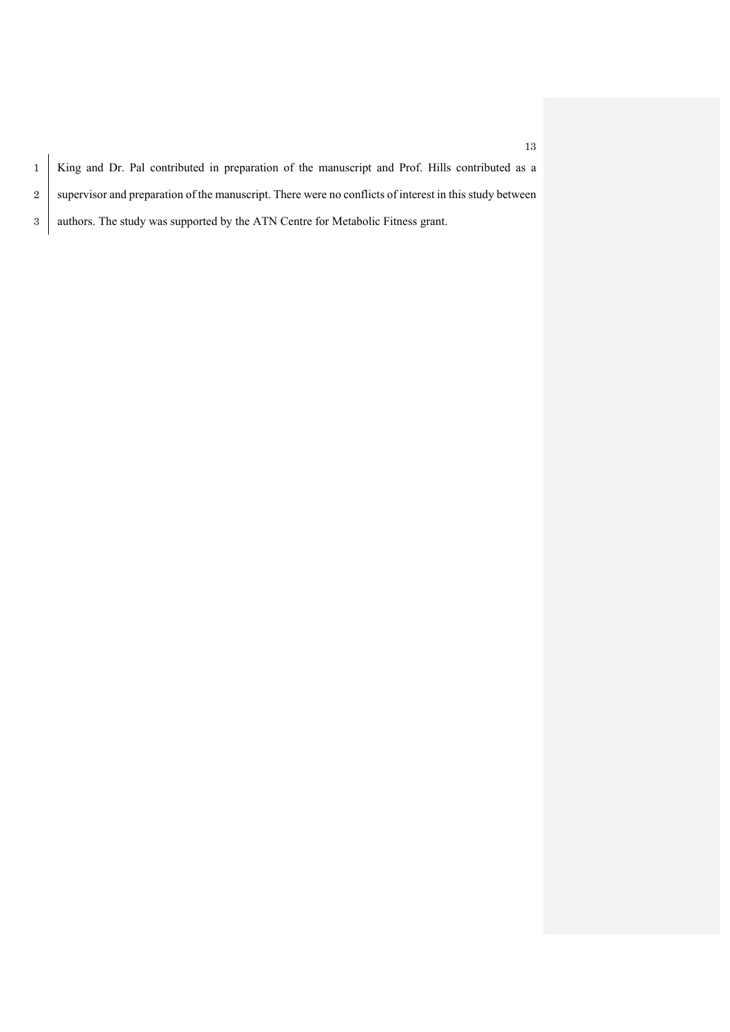King and Dr. Pal contributed in preparation of the manuscript and Prof. Hills contributed as a supervisor and preparation of the manuscript. There were no conflicts of interest in this study between authors. The study was supported by the ATN Centre for Metabolic Fitness grant.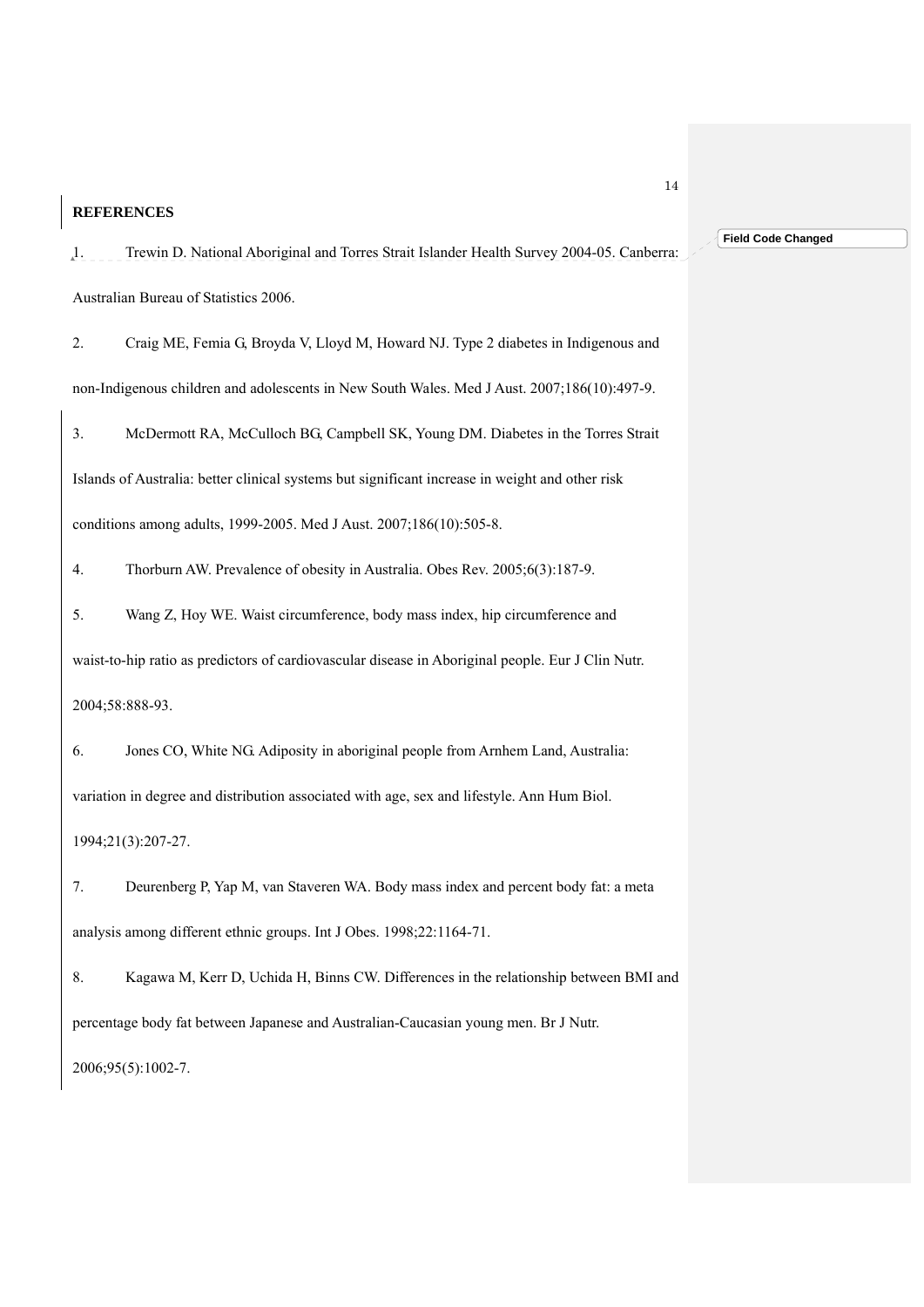**REFERENCES**

1. Trewin D. National Aboriginal and Torres Strait Islander Health Survey 2004-05. Canberra: Australian Bureau of Statistics 2006.

2. Craig ME, Femia G, Broyda V, Lloyd M, Howard NJ. Type 2 diabetes in Indigenous and non-Indigenous children and adolescents in New South Wales. Med J Aust. 2007;186(10):497-9.

3. McDermott RA, McCulloch BG, Campbell SK, Young DM. Diabetes in the Torres Strait Islands of Australia: better clinical systems but significant increase in weight and other risk conditions among adults, 1999-2005. Med J Aust. 2007;186(10):505-8.

4. Thorburn AW. Prevalence of obesity in Australia. Obes Rev. 2005;6(3):187-9.

5. Wang Z, Hoy WE. Waist circumference, body mass index, hip circumference and waist-to-hip ratio as predictors of cardiovascular disease in Aboriginal people. Eur J Clin Nutr. 2004;58:888-93.

6. Jones CO, White NG. Adiposity in aboriginal people from Arnhem Land, Australia: variation in degree and distribution associated with age, sex and lifestyle. Ann Hum Biol. 1994;21(3):207-27.

7. Deurenberg P, Yap M, van Staveren WA. Body mass index and percent body fat: a meta analysis among different ethnic groups. Int J Obes. 1998;22:1164-71.

8. Kagawa M, Kerr D, Uchida H, Binns CW. Differences in the relationship between BMI and percentage body fat between Japanese and Australian-Caucasian young men. Br J Nutr. 2006;95(5):1002-7.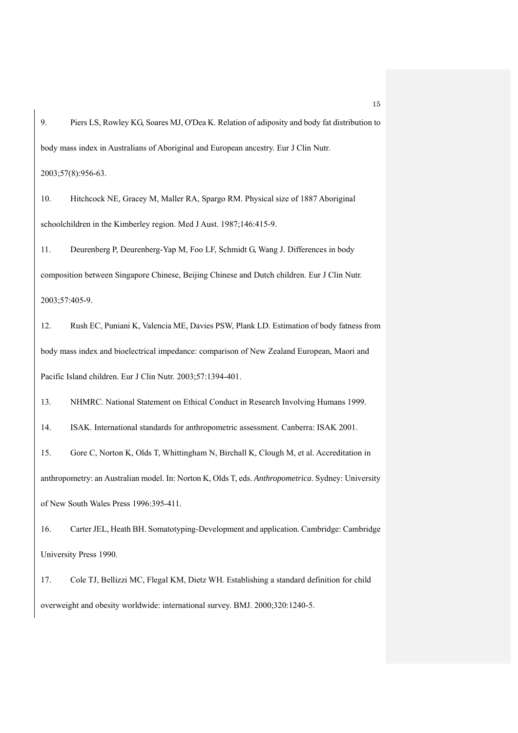9. Piers LS, Rowley KG, Soares MJ, O'Dea K. Relation of adiposity and body fat distribution to body mass index in Australians of Aboriginal and European ancestry. Eur J Clin Nutr. 2003;57(8):956-63.

10. Hitchcock NE, Gracey M, Maller RA, Spargo RM. Physical size of 1887 Aboriginal schoolchildren in the Kimberley region. Med J Aust. 1987;146:415-9.

11. Deurenberg P, Deurenberg-Yap M, Foo LF, Schmidt G, Wang J. Differences in body composition between Singapore Chinese, Beijing Chinese and Dutch children. Eur J Clin Nutr. 2003;57:405-9.

12. Rush EC, Puniani K, Valencia ME, Davies PSW, Plank LD. Estimation of body fatness from body mass index and bioelectrical impedance: comparison of New Zealand European, Maori and Pacific Island children. Eur J Clin Nutr. 2003;57:1394-401.

13. NHMRC. National Statement on Ethical Conduct in Research Involving Humans 1999.

14. ISAK. International standards for anthropometric assessment. Canberra: ISAK 2001.

15. Gore C, Norton K, Olds T, Whittingham N, Birchall K, Clough M, et al. Accreditation in anthropometry: an Australian model. In: Norton K, Olds T, eds. *Anthropometrica*. Sydney: University of New South Wales Press 1996:395-411.

16. Carter JEL, Heath BH. Somatotyping-Development and application. Cambridge: Cambridge University Press 1990.

17. Cole TJ, Bellizzi MC, Flegal KM, Dietz WH. Establishing a standard definition for child overweight and obesity worldwide: international survey. BMJ. 2000;320:1240-5.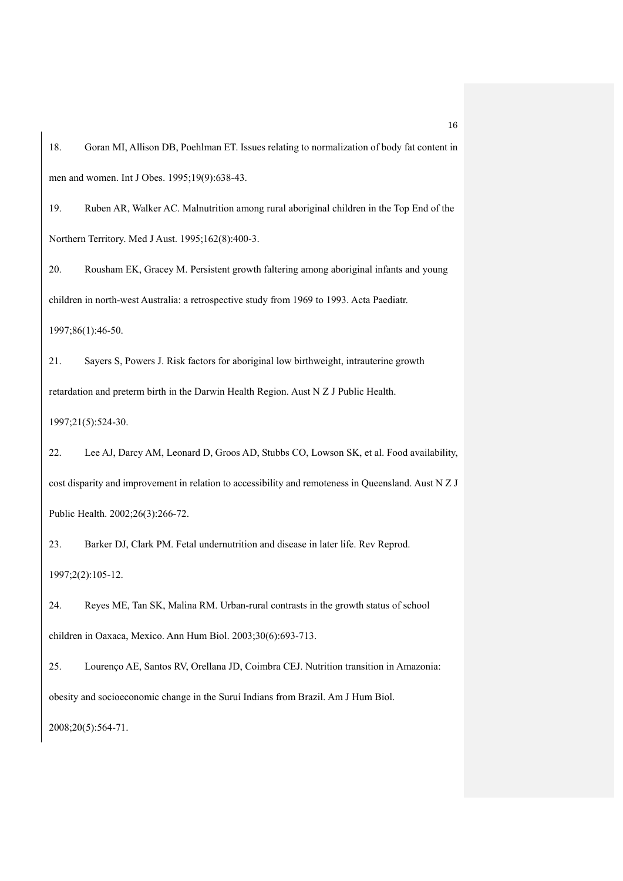18. Goran MI, Allison DB, Poehlman ET. Issues relating to normalization of body fat content in men and women. Int J Obes. 1995;19(9):638-43.

19. Ruben AR, Walker AC. Malnutrition among rural aboriginal children in the Top End of the Northern Territory. Med J Aust. 1995;162(8):400-3.

20. Rousham EK, Gracey M. Persistent growth faltering among aboriginal infants and young children in north-west Australia: a retrospective study from 1969 to 1993. Acta Paediatr. 1997;86(1):46-50.

21. Sayers S, Powers J. Risk factors for aboriginal low birthweight, intrauterine growth retardation and preterm birth in the Darwin Health Region. Aust N Z J Public Health. 1997;21(5):524-30.

22. Lee AJ, Darcy AM, Leonard D, Groos AD, Stubbs CO, Lowson SK, et al. Food availability, cost disparity and improvement in relation to accessibility and remoteness in Queensland. Aust N Z J Public Health. 2002;26(3):266-72.

23. Barker DJ, Clark PM. Fetal undernutrition and disease in later life. Rev Reprod. 1997;2(2):105-12.

24. Reyes ME, Tan SK, Malina RM. Urban-rural contrasts in the growth status of school children in Oaxaca, Mexico. Ann Hum Biol. 2003;30(6):693-713.

25. Lourenço AE, Santos RV, Orellana JD, Coimbra CEJ. Nutrition transition in Amazonia: obesity and socioeconomic change in the Suruí Indians from Brazil. Am J Hum Biol. 2008;20(5):564-71.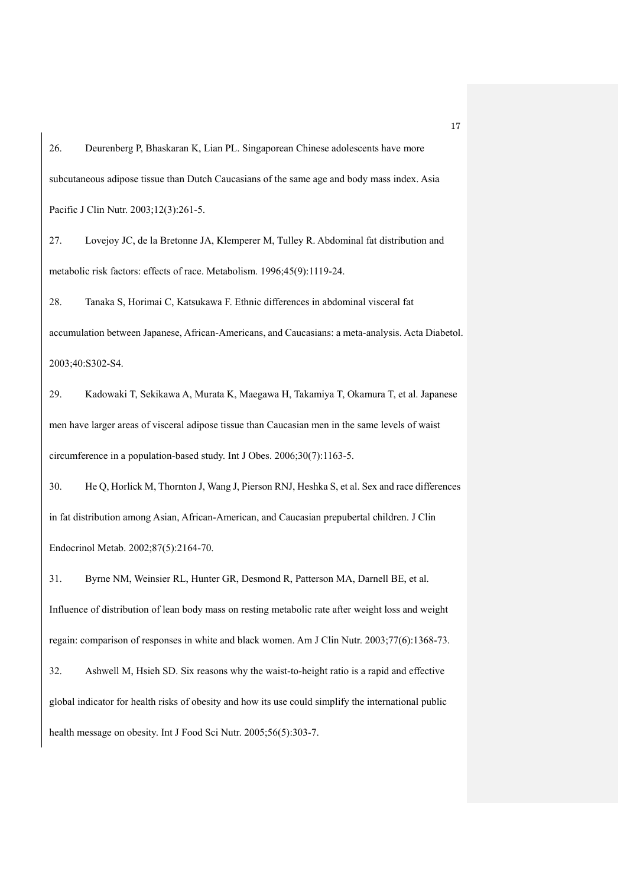26. Deurenberg P, Bhaskaran K, Lian PL. Singaporean Chinese adolescents have more subcutaneous adipose tissue than Dutch Caucasians of the same age and body mass index. Asia Pacific J Clin Nutr. 2003;12(3):261-5.

27. Lovejoy JC, de la Bretonne JA, Klemperer M, Tulley R. Abdominal fat distribution and metabolic risk factors: effects of race. Metabolism. 1996;45(9):1119-24.

28. Tanaka S, Horimai C, Katsukawa F. Ethnic differences in abdominal visceral fat accumulation between Japanese, African-Americans, and Caucasians: a meta-analysis. Acta Diabetol. 2003;40:S302-S4.

29. Kadowaki T, Sekikawa A, Murata K, Maegawa H, Takamiya T, Okamura T, et al. Japanese men have larger areas of visceral adipose tissue than Caucasian men in the same levels of waist circumference in a population-based study. Int J Obes. 2006;30(7):1163-5.

30. He Q, Horlick M, Thornton J, Wang J, Pierson RNJ, Heshka S, et al. Sex and race differences in fat distribution among Asian, African-American, and Caucasian prepubertal children. J Clin Endocrinol Metab. 2002;87(5):2164-70.

31. Byrne NM, Weinsier RL, Hunter GR, Desmond R, Patterson MA, Darnell BE, et al. Influence of distribution of lean body mass on resting metabolic rate after weight loss and weight regain: comparison of responses in white and black women. Am J Clin Nutr. 2003;77(6):1368-73.

32. Ashwell M, Hsieh SD. Six reasons why the waist-to-height ratio is a rapid and effective global indicator for health risks of obesity and how its use could simplify the international public health message on obesity. Int J Food Sci Nutr. 2005;56(5):303-7.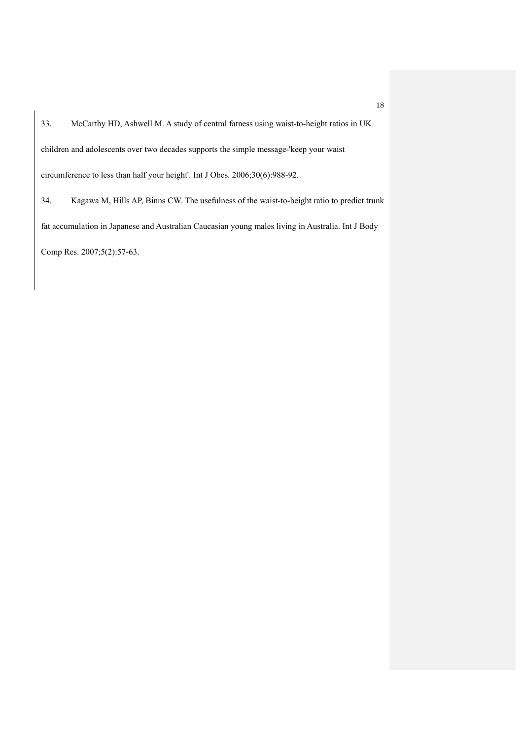33. McCarthy HD, Ashwell M. A study of central fatness using waist-to-height ratios in UK children and adolescents over two decades supports the simple message-'keep your waist circumference to less than half your height'. Int J Obes. 2006;30(6):988-92.

34. Kagawa M, Hills AP, Binns CW. The usefulness of the waist-to-height ratio to predict trunk fat accumulation in Japanese and Australian Caucasian young males living in Australia. Int J Body Comp Res. 2007;5(2):57-63.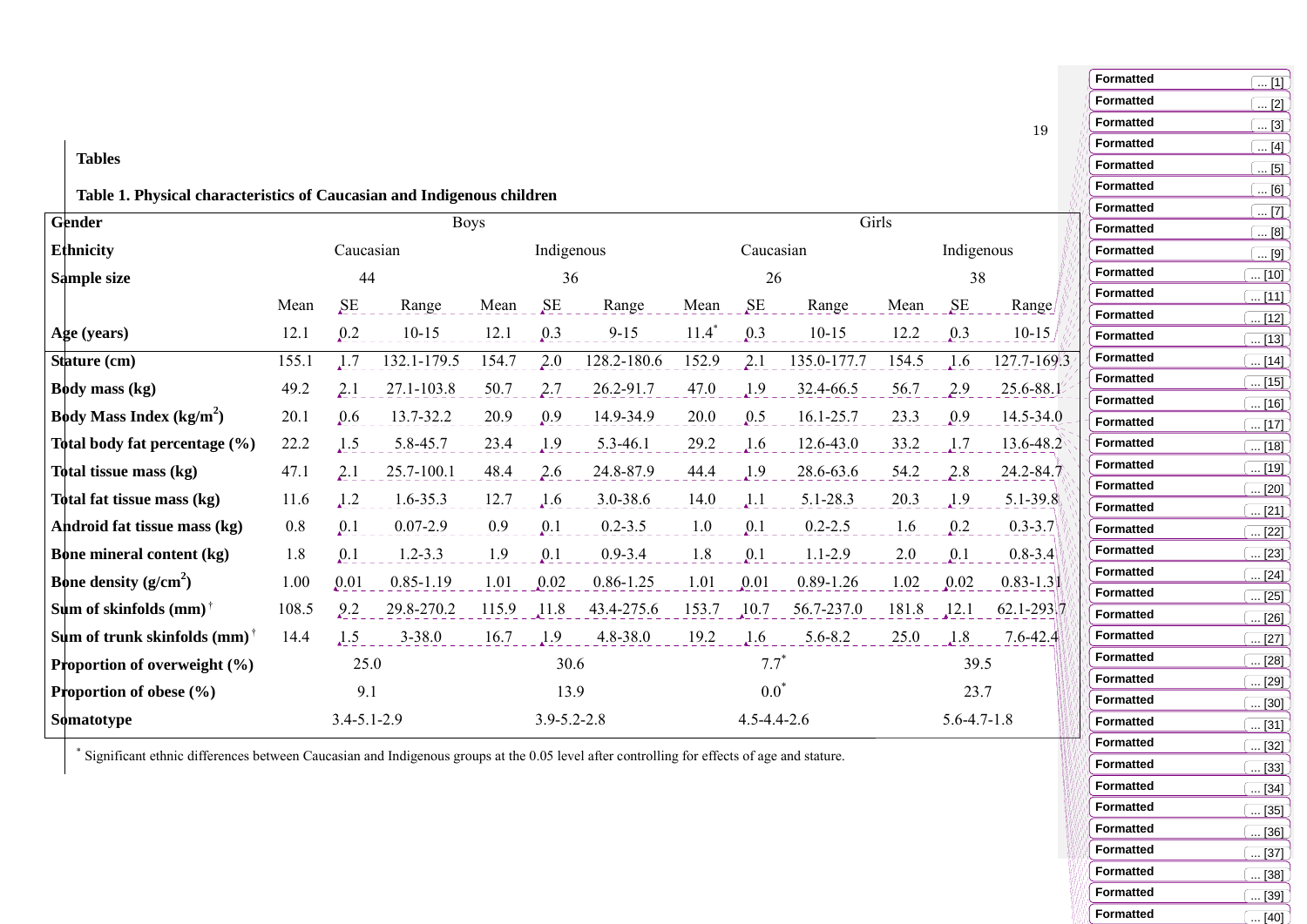## Tables

**Table 1. Physical characteristics of Caucasian and Indigenous children**

| Gender | Boys | | | | | | Girls | | | | | |
|---|---|---|---|---|---|---|---|---|---|---|---|---|
| Ethnicity | Caucasian | | | Indigenous | | | Caucasian | | | Indigenous | | |
| Sample size | 44 | | | 36 | | | 26 | | | 38 | | |
| | Mean | SE | Range | Mean | SE | Range | Mean | SE | Range | Mean | SE | Range |
| Age (years) | 12.1 | 0.2 | 10-15 | 12.1 | 0.3 | 9-15 | 11.4* | 0.3 | 10-15 | 12.2 | 0.3 | 10-15 |
| Stature (cm) | 155.1 | 1.7 | 132.1-179.5 | 154.7 | 2.0 | 128.2-180.6 | 152.9 | 2.1 | 135.0-177.7 | 154.5 | 1.6 | 127.7-169.3 |
| Body mass (kg) | 49.2 | 2.1 | 27.1-103.8 | 50.7 | 2.7 | 26.2-91.7 | 47.0 | 1.9 | 32.4-66.5 | 56.7 | 2.9 | 25.6-88.1 |
| Body Mass Index (kg/m$^2$) | 20.1 | 0.6 | 13.7-32.2 | 20.9 | 0.9 | 14.9-34.9 | 20.0 | 0.5 | 16.1-25.7 | 23.3 | 0.9 | 14.5-34.0 |
| Total body fat percentage (%) | 22.2 | 1.5 | 5.8-45.7 | 23.4 | 1.9 | 5.3-46.1 | 29.2 | 1.6 | 12.6-43.0 | 33.2 | 1.7 | 13.6-48.2 |
| Total tissue mass (kg) | 47.1 | 2.1 | 25.7-100.1 | 48.4 | 2.6 | 24.8-87.9 | 44.4 | 1.9 | 28.6-63.6 | 54.2 | 2.8 | 24.2-84.7 |
| Total fat tissue mass (kg) | 11.6 | 1.2 | 1.6-35.3 | 12.7 | 1.6 | 3.0-38.6 | 14.0 | 1.1 | 5.1-28.3 | 20.3 | 1.9 | 5.1-39.8 |
| Android fat tissue mass (kg) | 0.8 | 0.1 | 0.07-2.9 | 0.9 | 0.1 | 0.2-3.5 | 1.0 | 0.1 | 0.2-2.5 | 1.6 | 0.2 | 0.3-3.7 |
| Bone mineral content (kg) | 1.8 | 0.1 | 1.2-3.3 | 1.9 | 0.1 | 0.9-3.4 | 1.8 | 0.1 | 1.1-2.9 | 2.0 | 0.1 | 0.8-3.4 |
| Bone density (g/cm$^2$) | 1.00 | 0.01 | 0.85-1.19 | 1.01 | 0.02 | 0.86-1.25 | 1.01 | 0.01 | 0.89-1.26 | 1.02 | 0.02 | 0.83-1.31 |
| Sum of skinfolds (mm)† | 108.5 | 9.2 | 29.8-270.2 | 115.9 | 11.8 | 43.4-275.6 | 153.7 | 10.7 | 56.7-237.0 | 181.8 | 12.1 | 62.1-293.7 |
| Sum of trunk skinfolds (mm)† | 14.4 | 1.5 | 3-38.0 | 16.7 | 1.9 | 4.8-38.0 | 19.2 | 1.6 | 5.6-8.2 | 25.0 | 1.8 | 7.6-42.4 |
| Proportion of overweight (%) | 25.0 | | | 30.6 | | | 7.7* | | | 39.5 | | |
| Proportion of obese (%) | 9.1 | | | 13.9 | | | 0.0* | | | 23.7 | | |
| Somatotype | 3.4-5.1-2.9 | | | 3.9-5.2-2.8 | | | 4.5-4.4-2.6 | | | 5.6-4.7-1.8 | | |

\* Significant ethnic differences between Caucasian and Indigenous groups at the 0.05 level after controlling for effects of age and stature.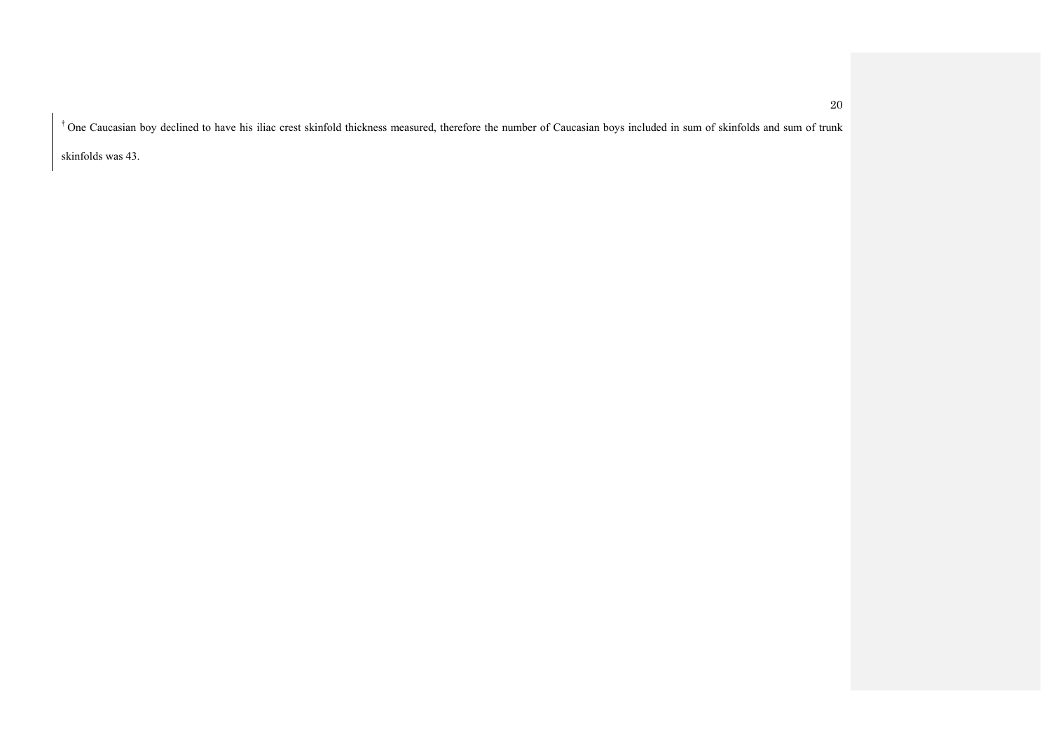[†] One Caucasian boy declined to have his iliac crest skinfold thickness measured, therefore the number of Caucasian boys included in sum of skinfolds and sum of trunk skinfolds was 43.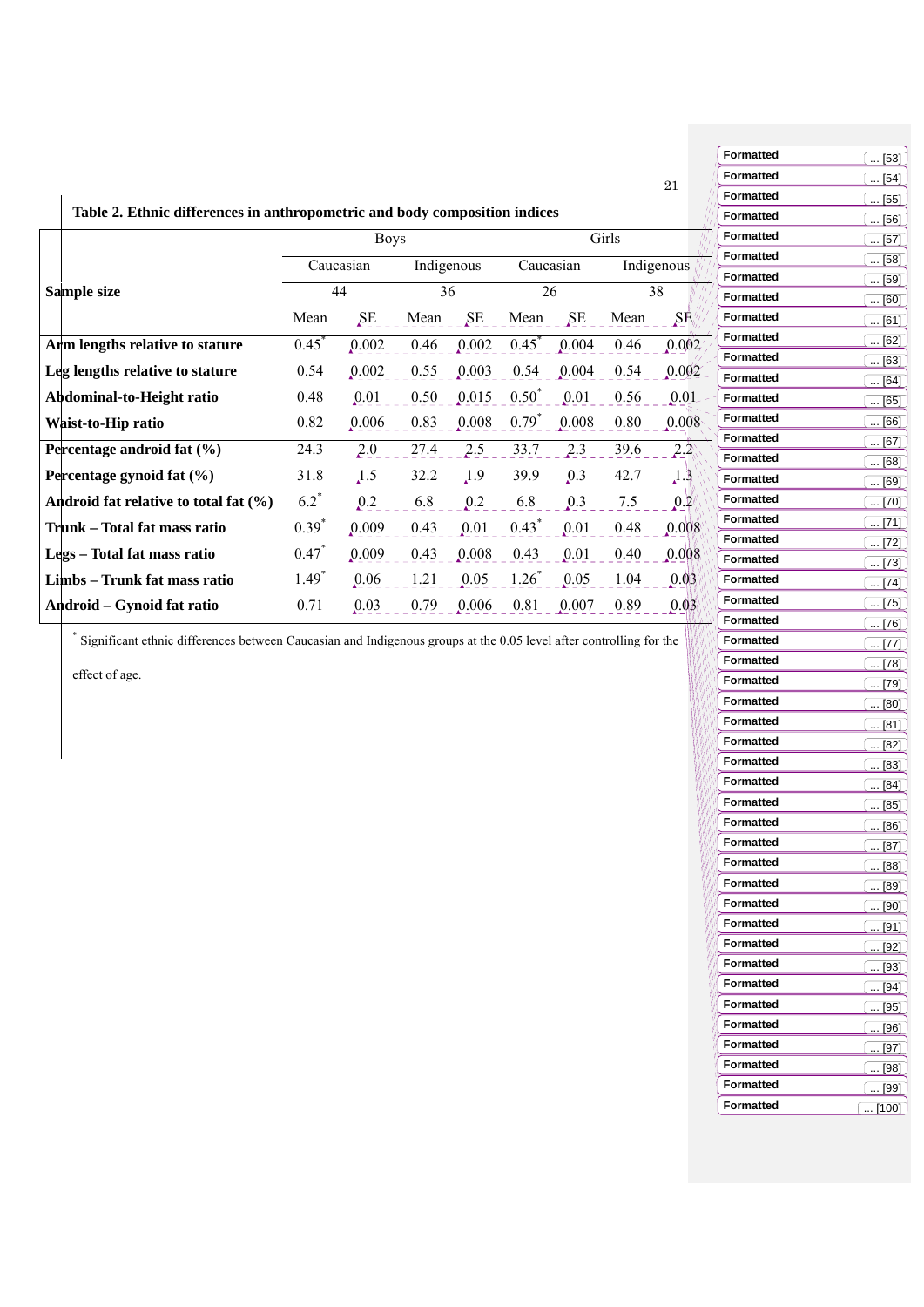**Table 2. Ethnic differences in anthropometric and body composition indices**

| | Boys | | | | Girls | | | |
|---|---|---|---|---|---|---|---|---|
| | Caucasian | | Indigenous | | Caucasian | | Indigenous | |
| **Sample size** | 44 | | 36 | | 26 | | 38 | |
| | Mean | SE | Mean | SE | Mean | SE | Mean | SE |
| **Arm lengths relative to stature** | 0.45* | 0.002 | 0.46 | 0.002 | 0.45* | 0.004 | 0.46 | 0.002 |
| **Leg lengths relative to stature** | 0.54 | 0.002 | 0.55 | 0.003 | 0.54 | 0.004 | 0.54 | 0.002 |
| **Abdominal-to-Height ratio** | 0.48 | 0.01 | 0.50 | 0.015 | 0.50* | 0.01 | 0.56 | 0.01 |
| **Waist-to-Hip ratio** | 0.82 | 0.006 | 0.83 | 0.008 | 0.79* | 0.008 | 0.80 | 0.008 |
| **Percentage android fat (%)** | 24.3 | 2.0 | 27.4 | 2.5 | 33.7 | 2.3 | 39.6 | 2.2 |
| **Percentage gynoid fat (%)** | 31.8 | 1.5 | 32.2 | 1.9 | 39.9 | 0.3 | 42.7 | 1.3 |
| **Android fat relative to total fat (%)** | 6.2* | 0.2 | 6.8 | 0.2 | 6.8 | 0.3 | 7.5 | 0.2 |
| **Trunk – Total fat mass ratio** | 0.39* | 0.009 | 0.43 | 0.01 | 0.43* | 0.01 | 0.48 | 0.008 |
| **Legs – Total fat mass ratio** | 0.47* | 0.009 | 0.43 | 0.008 | 0.43 | 0.01 | 0.40 | 0.008 |
| **Limbs – Trunk fat mass ratio** | 1.49* | 0.06 | 1.21 | 0.05 | 1.26* | 0.05 | 1.04 | 0.03 |
| **Android – Gynoid fat ratio** | 0.71 | 0.03 | 0.79 | 0.006 | 0.81 | 0.007 | 0.89 | 0.03 |

* Significant ethnic differences between Caucasian and Indigenous groups at the 0.05 level after controlling for the effect of age.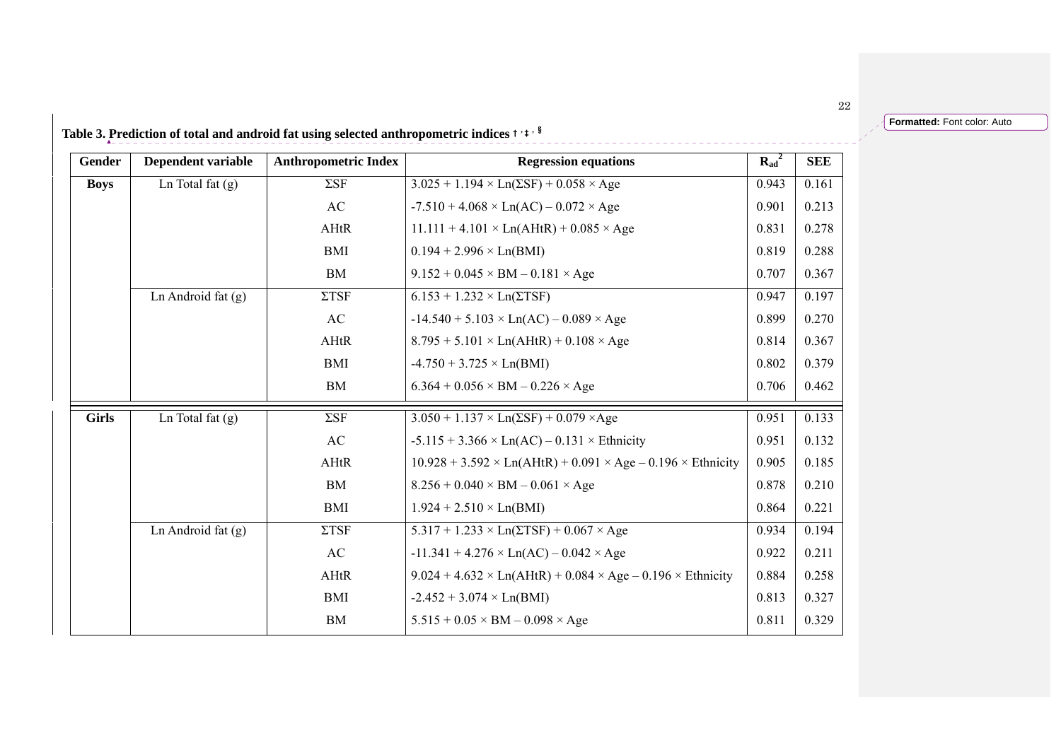**Table 3. Prediction of total and android fat using selected anthropometric indices † ‡ §**

| Gender | Dependent variable | Anthropometric Index | Regression equations | $R_{ad}^2$ | SEE |
|---|---|---|---|---|---|
| **Boys** | Ln Total fat (g) | ΣSF | $3.025 + 1.194 \times \text{Ln}(\Sigma SF) + 0.058 \times \text{Age}$ | 0.943 | 0.161 |
| | | AC | $-7.510 + 4.068 \times \text{Ln}(AC) - 0.072 \times \text{Age}$ | 0.901 | 0.213 |
| | | AHtR | $11.111 + 4.101 \times \text{Ln}(AHtR) + 0.085 \times \text{Age}$ | 0.831 | 0.278 |
| | | BMI | $0.194 + 2.996 \times \text{Ln}(BMI)$ | 0.819 | 0.288 |
| | | BM | $9.152 + 0.045 \times BM - 0.181 \times \text{Age}$ | 0.707 | 0.367 |
| | Ln Android fat (g) | ΣTSF | $6.153 + 1.232 \times \text{Ln}(\Sigma TSF)$ | 0.947 | 0.197 |
| | | AC | $-14.540 + 5.103 \times \text{Ln}(AC) - 0.089 \times \text{Age}$ | 0.899 | 0.270 |
| | | AHtR | $8.795 + 5.101 \times \text{Ln}(AHtR) + 0.108 \times \text{Age}$ | 0.814 | 0.367 |
| | | BMI | $-4.750 + 3.725 \times \text{Ln}(BMI)$ | 0.802 | 0.379 |
| | | BM | $6.364 + 0.056 \times BM - 0.226 \times \text{Age}$ | 0.706 | 0.462 |
| **Girls** | Ln Total fat (g) | ΣSF | $3.050 + 1.137 \times \text{Ln}(\Sigma SF) + 0.079 \times \text{Age}$ | 0.951 | 0.133 |
| | | AC | $-5.115 + 3.366 \times \text{Ln}(AC) - 0.131 \times \text{Ethnicity}$ | 0.951 | 0.132 |
| | | AHtR | $10.928 + 3.592 \times \text{Ln}(AHtR) + 0.091 \times \text{Age} - 0.196 \times \text{Ethnicity}$ | 0.905 | 0.185 |
| | | BM | $8.256 + 0.040 \times BM - 0.061 \times \text{Age}$ | 0.878 | 0.210 |
| | | BMI | $1.924 + 2.510 \times \text{Ln}(BMI)$ | 0.864 | 0.221 |
| | Ln Android fat (g) | ΣTSF | $5.317 + 1.233 \times \text{Ln}(\Sigma TSF) + 0.067 \times \text{Age}$ | 0.934 | 0.194 |
| | | AC | $-11.341 + 4.276 \times \text{Ln}(AC) - 0.042 \times \text{Age}$ | 0.922 | 0.211 |
| | | AHtR | $9.024 + 4.632 \times \text{Ln}(AHtR) + 0.084 \times \text{Age} - 0.196 \times \text{Ethnicity}$ | 0.884 | 0.258 |
| | | BMI | $-2.452 + 3.074 \times \text{Ln}(BMI)$ | 0.813 | 0.327 |
| | | BM | $5.515 + 0.05 \times BM - 0.098 \times \text{Age}$ | 0.811 | 0.329 |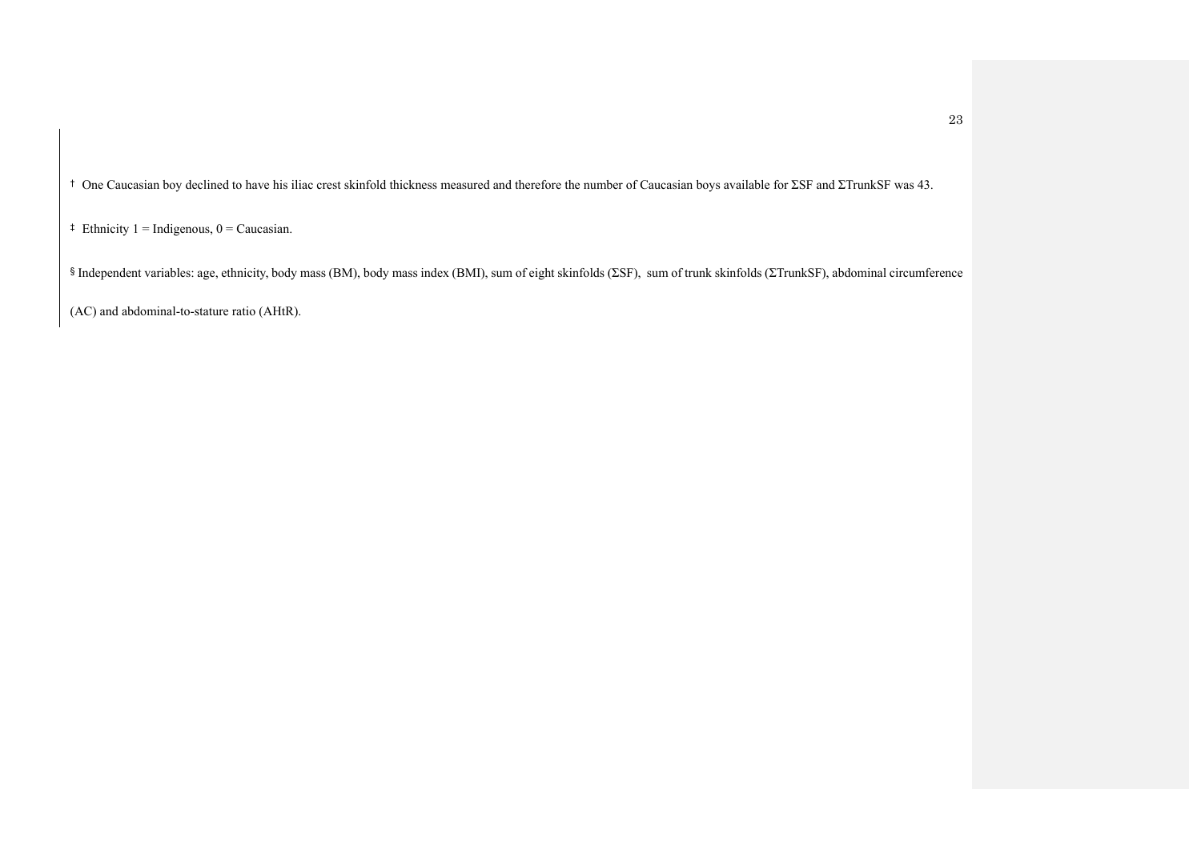† One Caucasian boy declined to have his iliac crest skinfold thickness measured and therefore the number of Caucasian boys available for ΣSF and ΣTrunkSF was 43.

‡ Ethnicity 1 = Indigenous, 0 = Caucasian.

§ Independent variables: age, ethnicity, body mass (BM), body mass index (BMI), sum of eight skinfolds (ΣSF), sum of trunk skinfolds (ΣTrunkSF), abdominal circumference (AC) and abdominal-to-stature ratio (AHtR).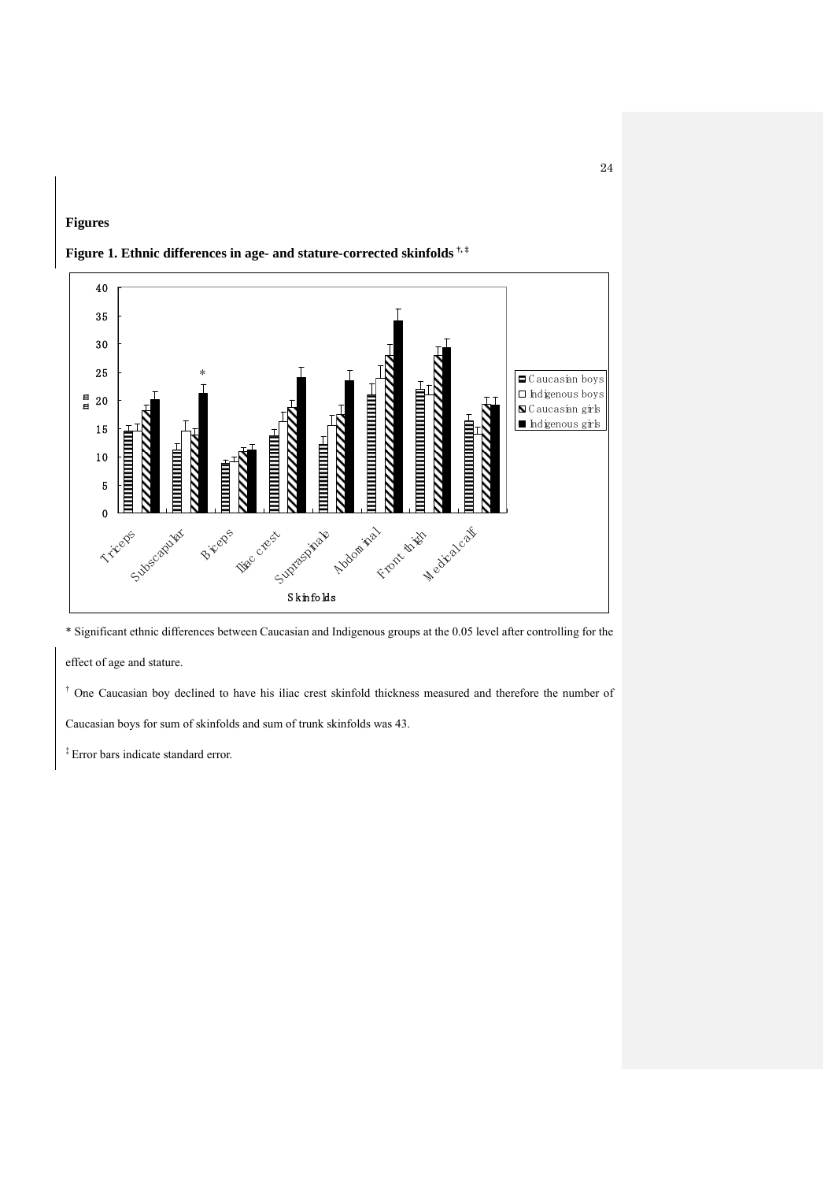## Figures

**Figure 1. Ethnic differences in age- and stature-corrected skinfolds** [†,‡]

\* Significant ethnic differences between Caucasian and Indigenous groups at the 0.05 level after controlling for the effect of age and stature.

[†] One Caucasian boy declined to have his iliac crest skinfold thickness measured and therefore the number of Caucasian boys for sum of skinfolds and sum of trunk skinfolds was 43.

[‡] Error bars indicate standard error.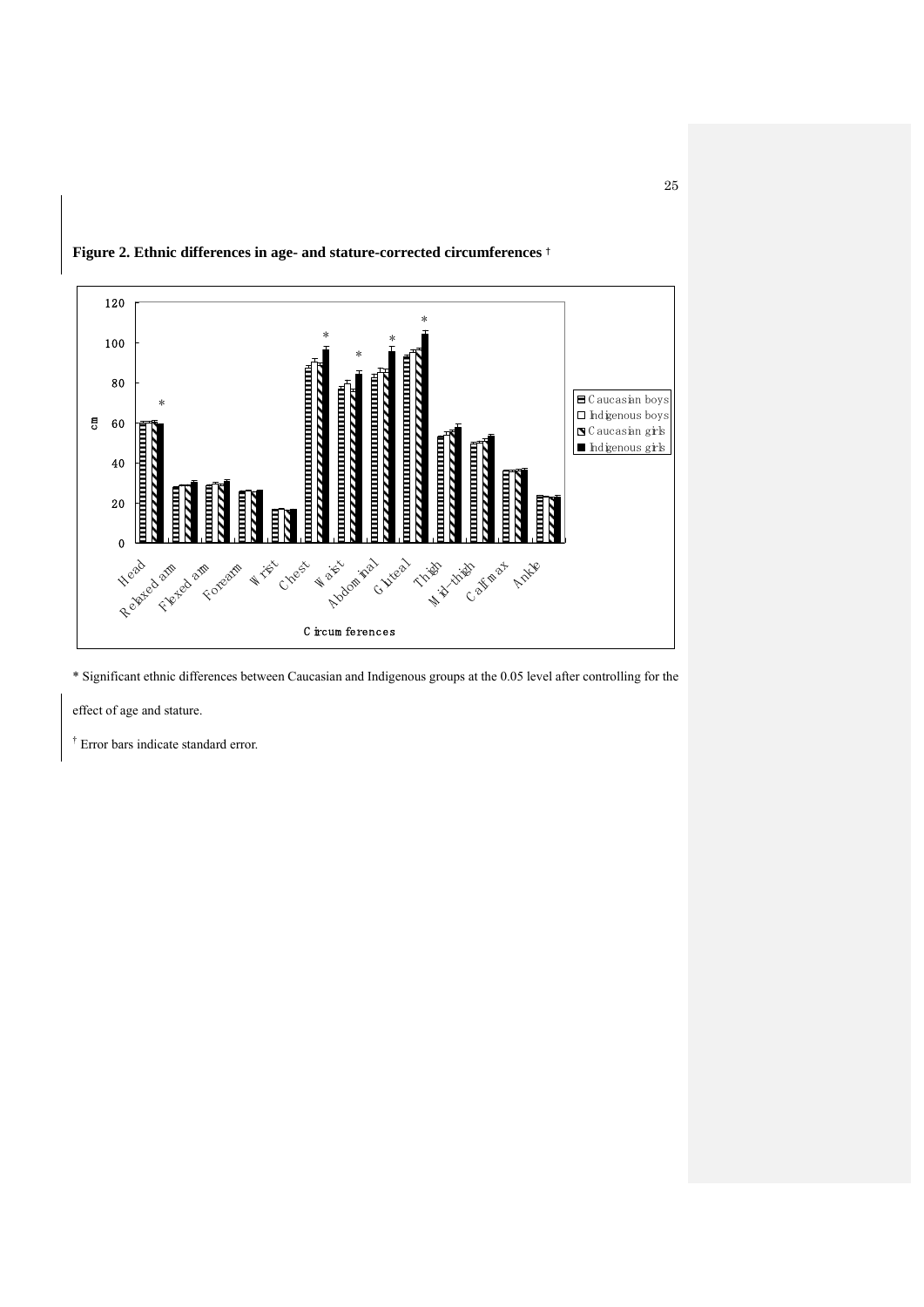**Figure 2. Ethnic differences in age- and stature-corrected circumferences** †

\* Significant ethnic differences between Caucasian and Indigenous groups at the 0.05 level after controlling for the effect of age and stature.

† Error bars indicate standard error.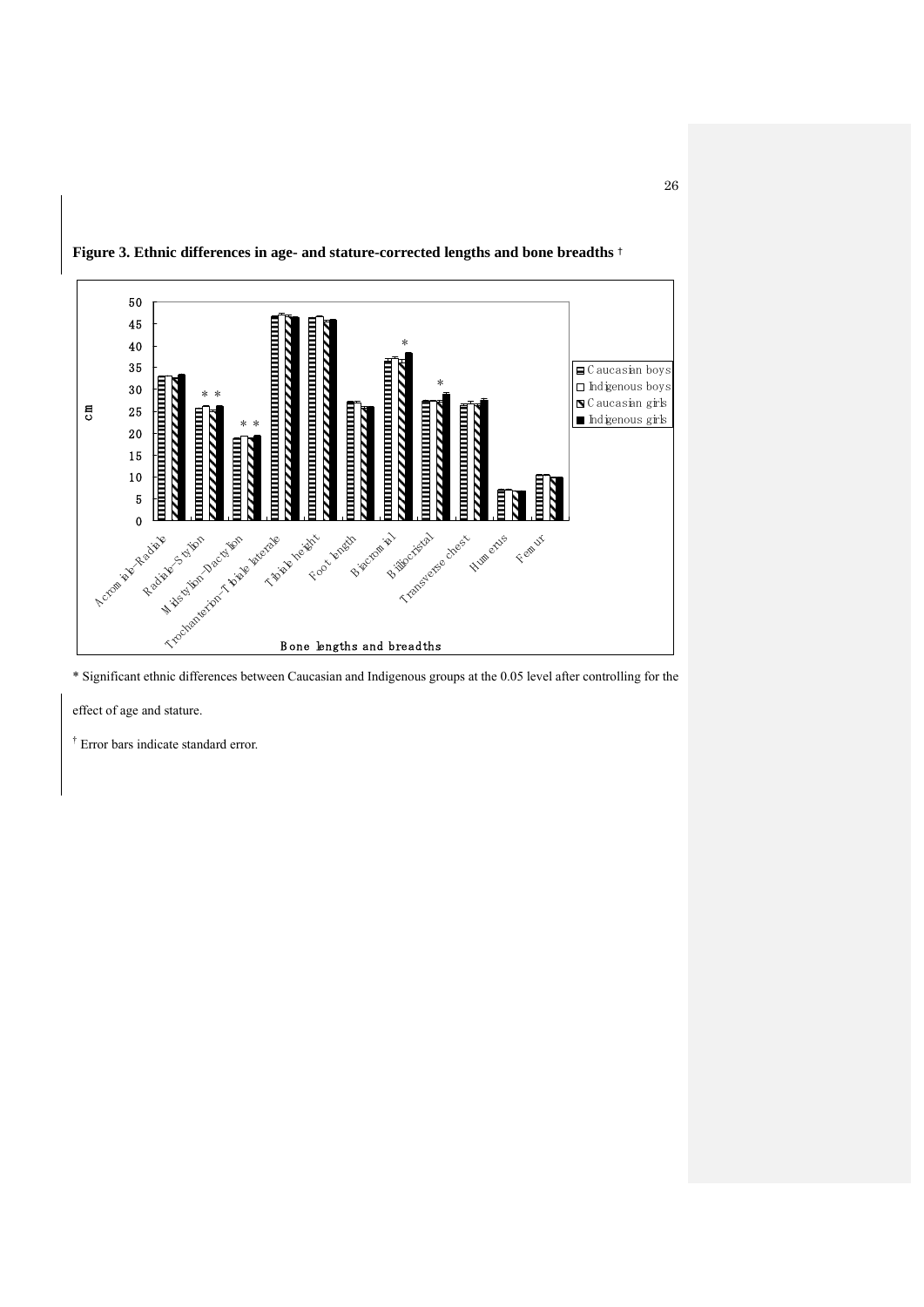**Figure 3. Ethnic differences in age- and stature-corrected lengths and bone breadths †**

\* Significant ethnic differences between Caucasian and Indigenous groups at the 0.05 level after controlling for the effect of age and stature.

† Error bars indicate standard error.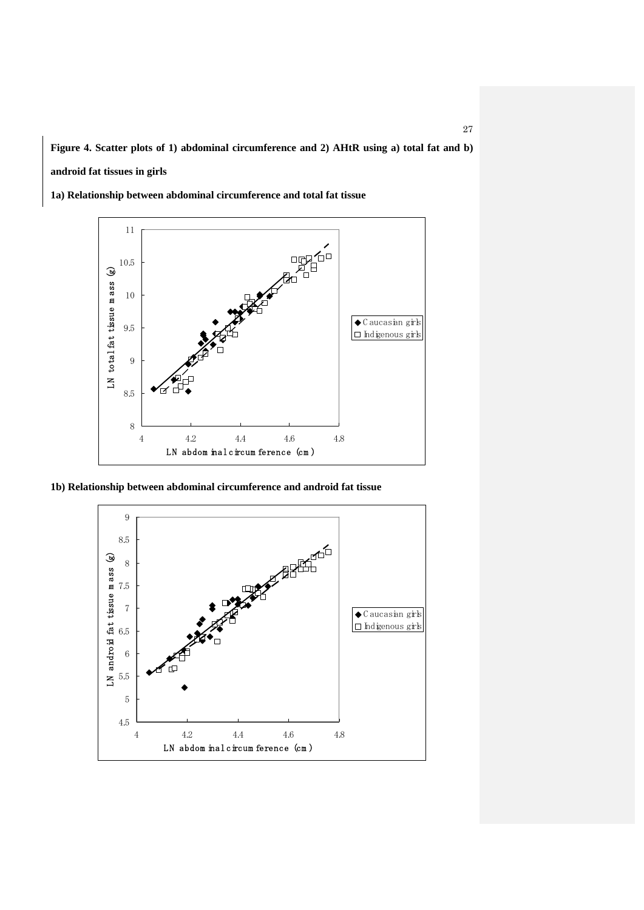**Figure 4. Scatter plots of 1) abdominal circumference and 2) AHtR using a) total fat and b) android fat tissues in girls**

**1a) Relationship between abdominal circumference and total fat tissue**

**1b) Relationship between abdominal circumference and android fat tissue**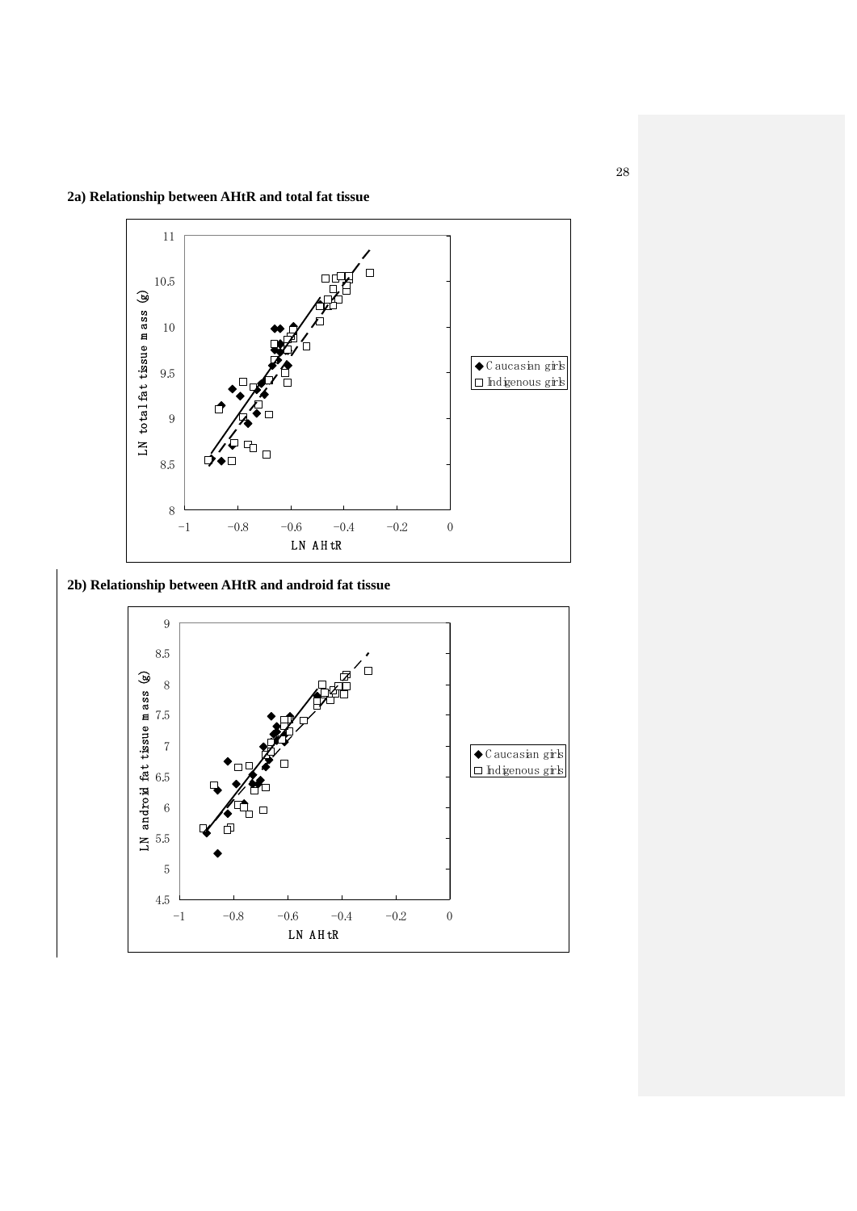**2a) Relationship between AHtR and total fat tissue**

**2b) Relationship between AHtR and android fat tissue**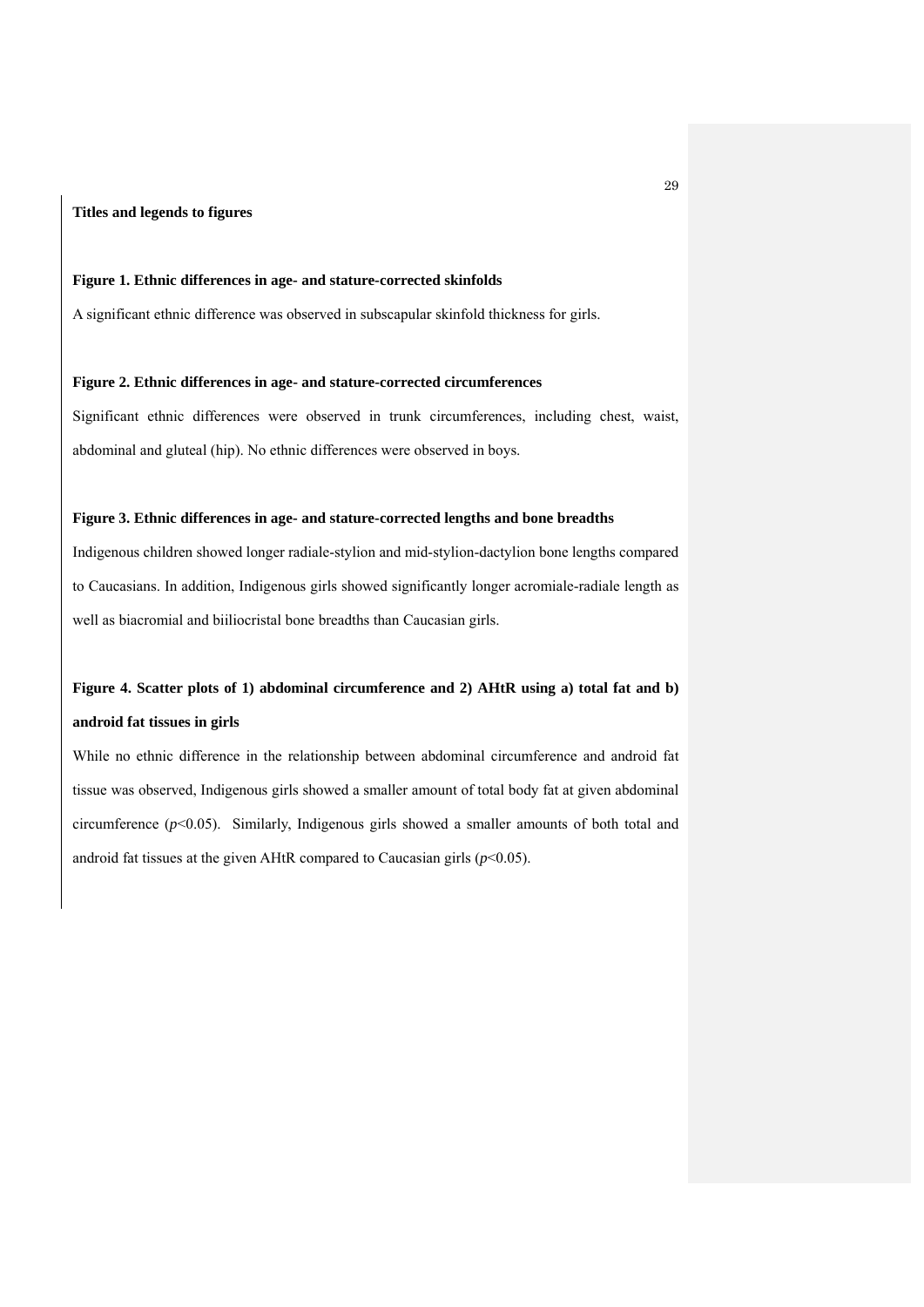**Titles and legends to figures**

**Figure 1. Ethnic differences in age- and stature-corrected skinfolds**

A significant ethnic difference was observed in subscapular skinfold thickness for girls.

**Figure 2. Ethnic differences in age- and stature-corrected circumferences**

Significant ethnic differences were observed in trunk circumferences, including chest, waist, abdominal and gluteal (hip). No ethnic differences were observed in boys.

**Figure 3. Ethnic differences in age- and stature-corrected lengths and bone breadths**

Indigenous children showed longer radiale-stylion and mid-stylion-dactylion bone lengths compared to Caucasians. In addition, Indigenous girls showed significantly longer acromiale-radiale length as well as biacromial and biiliocristal bone breadths than Caucasian girls.

**Figure 4. Scatter plots of 1) abdominal circumference and 2) AHtR using a) total fat and b) android fat tissues in girls**

While no ethnic difference in the relationship between abdominal circumference and android fat tissue was observed, Indigenous girls showed a smaller amount of total body fat at given abdominal circumference ($p<0.05$). Similarly, Indigenous girls showed a smaller amounts of both total and android fat tissues at the given AHtR compared to Caucasian girls ($p<0.05$).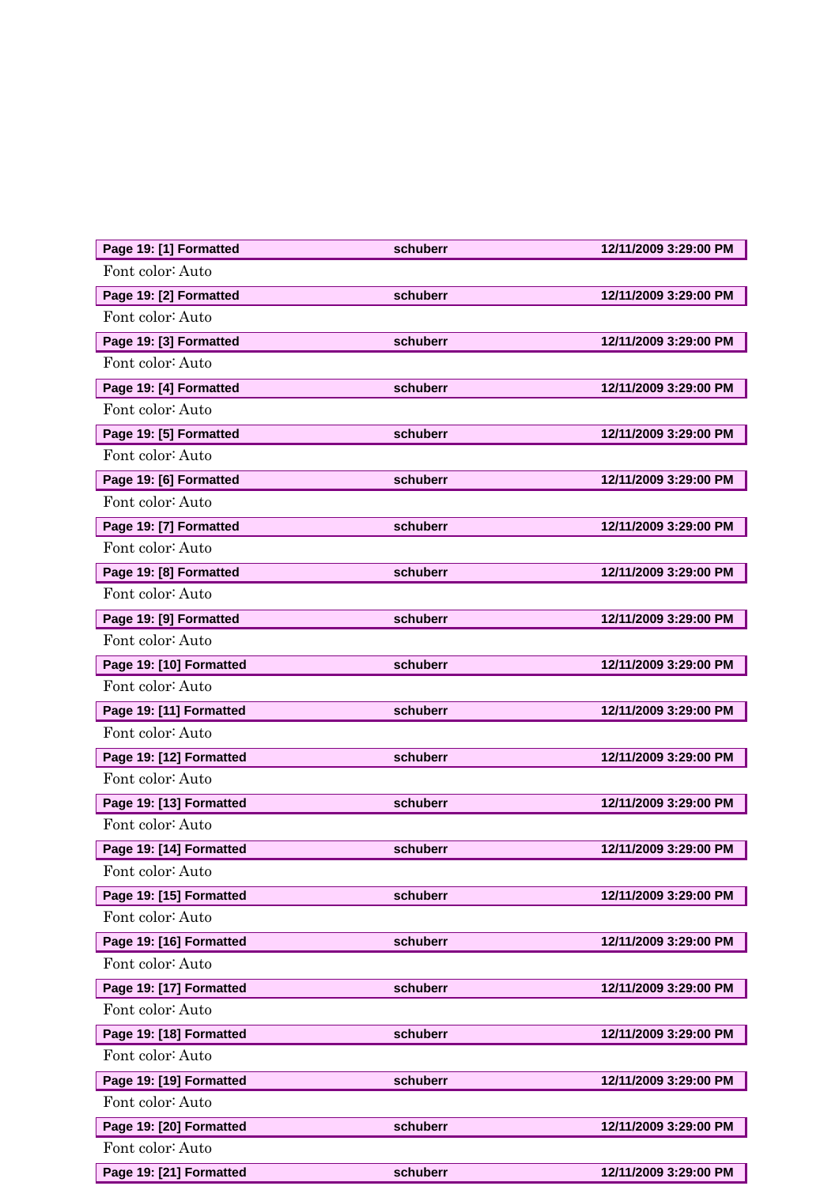| Page 19: [1] Formatted | schuberr | 12/11/2009 3:29:00 PM |
|---|---|---|

Font color: Auto

| Page 19: [2] Formatted | schuberr | 12/11/2009 3:29:00 PM |
|---|---|---|

Font color: Auto

| Page 19: [3] Formatted | schuberr | 12/11/2009 3:29:00 PM |
|---|---|---|

Font color: Auto

| Page 19: [4] Formatted | schuberr | 12/11/2009 3:29:00 PM |
|---|---|---|

Font color: Auto

| Page 19: [5] Formatted | schuberr | 12/11/2009 3:29:00 PM |
|---|---|---|

Font color: Auto

| Page 19: [6] Formatted | schuberr | 12/11/2009 3:29:00 PM |
|---|---|---|

Font color: Auto

| Page 19: [7] Formatted | schuberr | 12/11/2009 3:29:00 PM |
|---|---|---|

Font color: Auto

| Page 19: [8] Formatted | schuberr | 12/11/2009 3:29:00 PM |
|---|---|---|

Font color: Auto

| Page 19: [9] Formatted | schuberr | 12/11/2009 3:29:00 PM |
|---|---|---|

Font color: Auto

| Page 19: [10] Formatted | schuberr | 12/11/2009 3:29:00 PM |
|---|---|---|

Font color: Auto

| Page 19: [11] Formatted | schuberr | 12/11/2009 3:29:00 PM |
|---|---|---|

Font color: Auto

| Page 19: [12] Formatted | schuberr | 12/11/2009 3:29:00 PM |
|---|---|---|

Font color: Auto

| Page 19: [13] Formatted | schuberr | 12/11/2009 3:29:00 PM |
|---|---|---|

Font color: Auto

| Page 19: [14] Formatted | schuberr | 12/11/2009 3:29:00 PM |
|---|---|---|

Font color: Auto

| Page 19: [15] Formatted | schuberr | 12/11/2009 3:29:00 PM |
|---|---|---|

Font color: Auto

| Page 19: [16] Formatted | schuberr | 12/11/2009 3:29:00 PM |
|---|---|---|

Font color: Auto

| Page 19: [17] Formatted | schuberr | 12/11/2009 3:29:00 PM |
|---|---|---|

Font color: Auto

| Page 19: [18] Formatted | schuberr | 12/11/2009 3:29:00 PM |
|---|---|---|

Font color: Auto

| Page 19: [19] Formatted | schuberr | 12/11/2009 3:29:00 PM |
|---|---|---|

Font color: Auto

| Page 19: [20] Formatted | schuberr | 12/11/2009 3:29:00 PM |
|---|---|---|

Font color: Auto

| Page 19: [21] Formatted | schuberr | 12/11/2009 3:29:00 PM |
|---|---|---|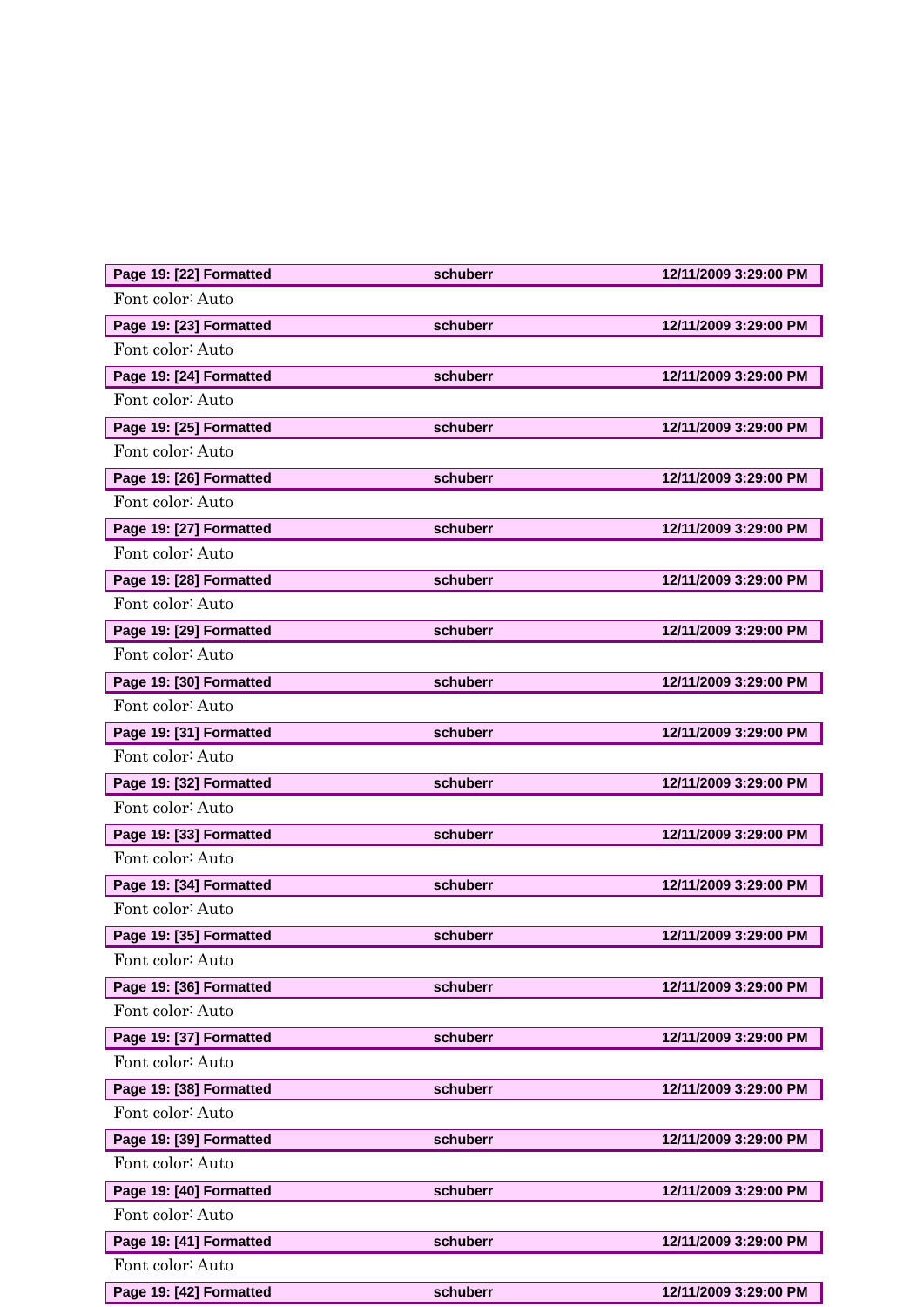| Page 19: [22] Formatted | schuberr | 12/11/2009 3:29:00 PM |
|---|---|---|

Font color: Auto

| Page 19: [23] Formatted | schuberr | 12/11/2009 3:29:00 PM |
|---|---|---|

Font color: Auto

| Page 19: [24] Formatted | schuberr | 12/11/2009 3:29:00 PM |
|---|---|---|

Font color: Auto

| Page 19: [25] Formatted | schuberr | 12/11/2009 3:29:00 PM |
|---|---|---|

Font color: Auto

| Page 19: [26] Formatted | schuberr | 12/11/2009 3:29:00 PM |
|---|---|---|

Font color: Auto

| Page 19: [27] Formatted | schuberr | 12/11/2009 3:29:00 PM |
|---|---|---|

Font color: Auto

| Page 19: [28] Formatted | schuberr | 12/11/2009 3:29:00 PM |
|---|---|---|

Font color: Auto

| Page 19: [29] Formatted | schuberr | 12/11/2009 3:29:00 PM |
|---|---|---|

Font color: Auto

| Page 19: [30] Formatted | schuberr | 12/11/2009 3:29:00 PM |
|---|---|---|

Font color: Auto

| Page 19: [31] Formatted | schuberr | 12/11/2009 3:29:00 PM |
|---|---|---|

Font color: Auto

| Page 19: [32] Formatted | schuberr | 12/11/2009 3:29:00 PM |
|---|---|---|

Font color: Auto

| Page 19: [33] Formatted | schuberr | 12/11/2009 3:29:00 PM |
|---|---|---|

Font color: Auto

| Page 19: [34] Formatted | schuberr | 12/11/2009 3:29:00 PM |
|---|---|---|

Font color: Auto

| Page 19: [35] Formatted | schuberr | 12/11/2009 3:29:00 PM |
|---|---|---|

Font color: Auto

| Page 19: [36] Formatted | schuberr | 12/11/2009 3:29:00 PM |
|---|---|---|

Font color: Auto

| Page 19: [37] Formatted | schuberr | 12/11/2009 3:29:00 PM |
|---|---|---|

Font color: Auto

| Page 19: [38] Formatted | schuberr | 12/11/2009 3:29:00 PM |
|---|---|---|

Font color: Auto

| Page 19: [39] Formatted | schuberr | 12/11/2009 3:29:00 PM |
|---|---|---|

Font color: Auto

| Page 19: [40] Formatted | schuberr | 12/11/2009 3:29:00 PM |
|---|---|---|

Font color: Auto

| Page 19: [41] Formatted | schuberr | 12/11/2009 3:29:00 PM |
|---|---|---|

Font color: Auto

| Page 19: [42] Formatted | schuberr | 12/11/2009 3:29:00 PM |
|---|---|---|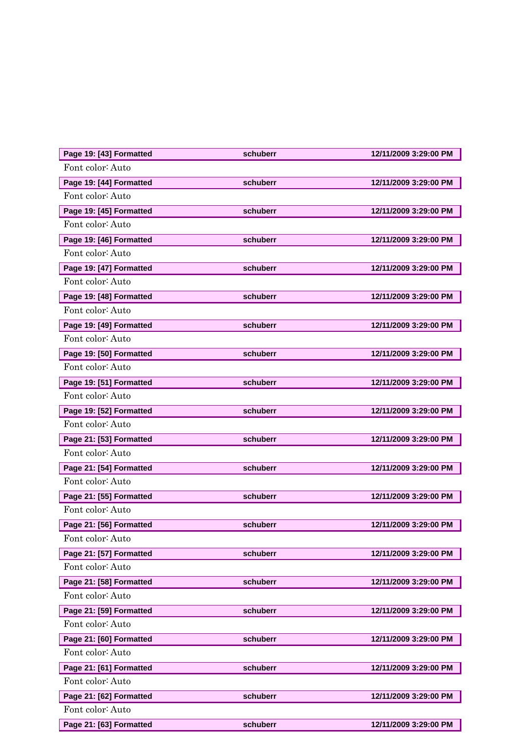| Page 19: [43] Formatted | schuberr | 12/11/2009 3:29:00 PM |
|---|---|---|

Font color: Auto

| Page 19: [44] Formatted | schuberr | 12/11/2009 3:29:00 PM |
|---|---|---|

Font color: Auto

| Page 19: [45] Formatted | schuberr | 12/11/2009 3:29:00 PM |
|---|---|---|

Font color: Auto

| Page 19: [46] Formatted | schuberr | 12/11/2009 3:29:00 PM |
|---|---|---|

Font color: Auto

| Page 19: [47] Formatted | schuberr | 12/11/2009 3:29:00 PM |
|---|---|---|

Font color: Auto

| Page 19: [48] Formatted | schuberr | 12/11/2009 3:29:00 PM |
|---|---|---|

Font color: Auto

| Page 19: [49] Formatted | schuberr | 12/11/2009 3:29:00 PM |
|---|---|---|

Font color: Auto

| Page 19: [50] Formatted | schuberr | 12/11/2009 3:29:00 PM |
|---|---|---|

Font color: Auto

| Page 19: [51] Formatted | schuberr | 12/11/2009 3:29:00 PM |
|---|---|---|

Font color: Auto

| Page 19: [52] Formatted | schuberr | 12/11/2009 3:29:00 PM |
|---|---|---|

Font color: Auto

| Page 21: [53] Formatted | schuberr | 12/11/2009 3:29:00 PM |
|---|---|---|

Font color: Auto

| Page 21: [54] Formatted | schuberr | 12/11/2009 3:29:00 PM |
|---|---|---|

Font color: Auto

| Page 21: [55] Formatted | schuberr | 12/11/2009 3:29:00 PM |
|---|---|---|

Font color: Auto

| Page 21: [56] Formatted | schuberr | 12/11/2009 3:29:00 PM |
|---|---|---|

Font color: Auto

| Page 21: [57] Formatted | schuberr | 12/11/2009 3:29:00 PM |
|---|---|---|

Font color: Auto

| Page 21: [58] Formatted | schuberr | 12/11/2009 3:29:00 PM |
|---|---|---|

Font color: Auto

| Page 21: [59] Formatted | schuberr | 12/11/2009 3:29:00 PM |
|---|---|---|

Font color: Auto

| Page 21: [60] Formatted | schuberr | 12/11/2009 3:29:00 PM |
|---|---|---|

Font color: Auto

| Page 21: [61] Formatted | schuberr | 12/11/2009 3:29:00 PM |
|---|---|---|

Font color: Auto

| Page 21: [62] Formatted | schuberr | 12/11/2009 3:29:00 PM |
|---|---|---|

Font color: Auto

| Page 21: [63] Formatted | schuberr | 12/11/2009 3:29:00 PM |
|---|---|---|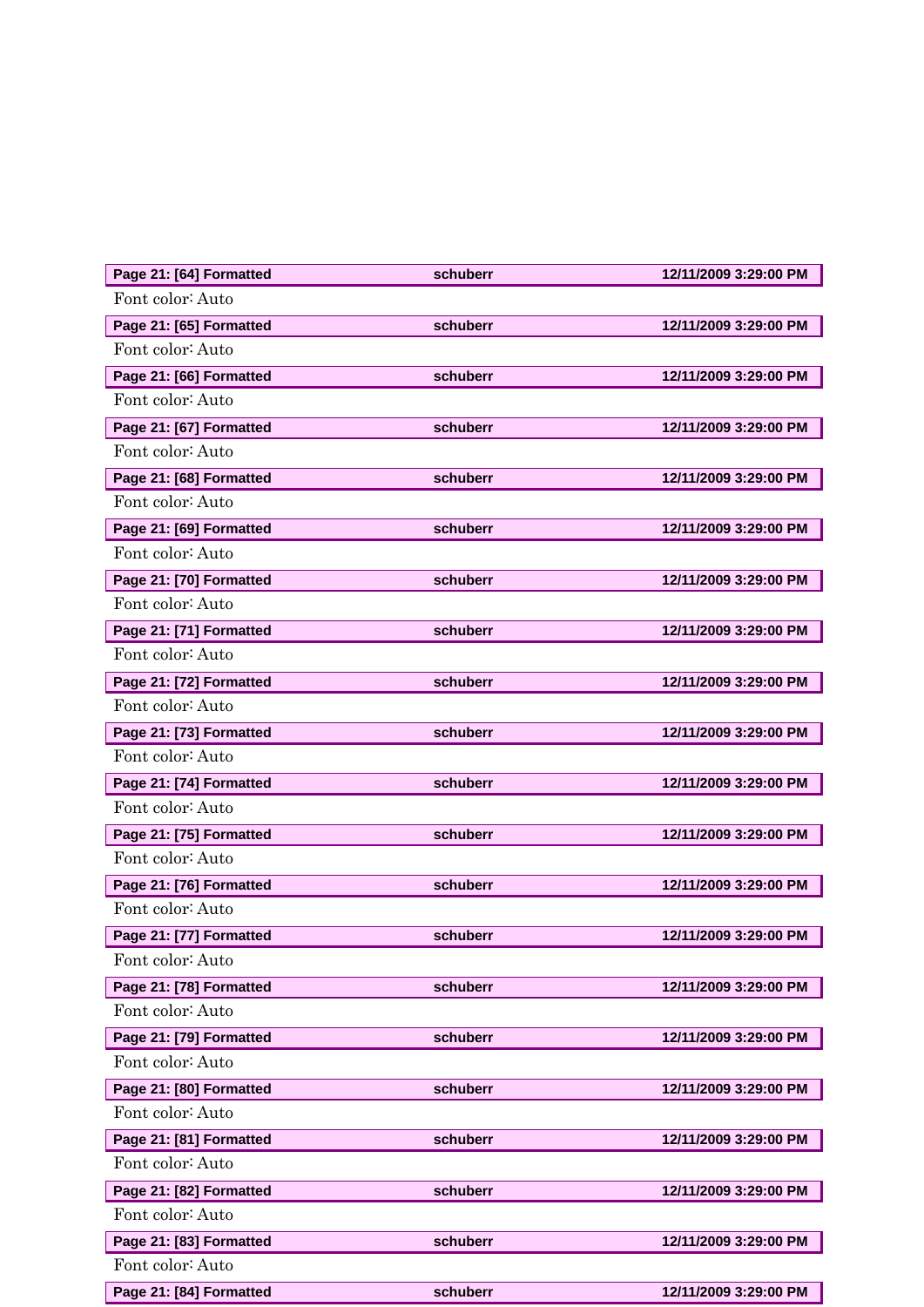| Page 21: [64] Formatted | schuberr | 12/11/2009 3:29:00 PM |
|---|---|---|

Font color: Auto

| Page 21: [65] Formatted | schuberr | 12/11/2009 3:29:00 PM |
|---|---|---|

Font color: Auto

| Page 21: [66] Formatted | schuberr | 12/11/2009 3:29:00 PM |
|---|---|---|

Font color: Auto

| Page 21: [67] Formatted | schuberr | 12/11/2009 3:29:00 PM |
|---|---|---|

Font color: Auto

| Page 21: [68] Formatted | schuberr | 12/11/2009 3:29:00 PM |
|---|---|---|

Font color: Auto

| Page 21: [69] Formatted | schuberr | 12/11/2009 3:29:00 PM |
|---|---|---|

Font color: Auto

| Page 21: [70] Formatted | schuberr | 12/11/2009 3:29:00 PM |
|---|---|---|

Font color: Auto

| Page 21: [71] Formatted | schuberr | 12/11/2009 3:29:00 PM |
|---|---|---|

Font color: Auto

| Page 21: [72] Formatted | schuberr | 12/11/2009 3:29:00 PM |
|---|---|---|

Font color: Auto

| Page 21: [73] Formatted | schuberr | 12/11/2009 3:29:00 PM |
|---|---|---|

Font color: Auto

| Page 21: [74] Formatted | schuberr | 12/11/2009 3:29:00 PM |
|---|---|---|

Font color: Auto

| Page 21: [75] Formatted | schuberr | 12/11/2009 3:29:00 PM |
|---|---|---|

Font color: Auto

| Page 21: [76] Formatted | schuberr | 12/11/2009 3:29:00 PM |
|---|---|---|

Font color: Auto

| Page 21: [77] Formatted | schuberr | 12/11/2009 3:29:00 PM |
|---|---|---|

Font color: Auto

| Page 21: [78] Formatted | schuberr | 12/11/2009 3:29:00 PM |
|---|---|---|

Font color: Auto

| Page 21: [79] Formatted | schuberr | 12/11/2009 3:29:00 PM |
|---|---|---|

Font color: Auto

| Page 21: [80] Formatted | schuberr | 12/11/2009 3:29:00 PM |
|---|---|---|

Font color: Auto

| Page 21: [81] Formatted | schuberr | 12/11/2009 3:29:00 PM |
|---|---|---|

Font color: Auto

| Page 21: [82] Formatted | schuberr | 12/11/2009 3:29:00 PM |
|---|---|---|

Font color: Auto

| Page 21: [83] Formatted | schuberr | 12/11/2009 3:29:00 PM |
|---|---|---|

Font color: Auto

| Page 21: [84] Formatted | schuberr | 12/11/2009 3:29:00 PM |
|---|---|---|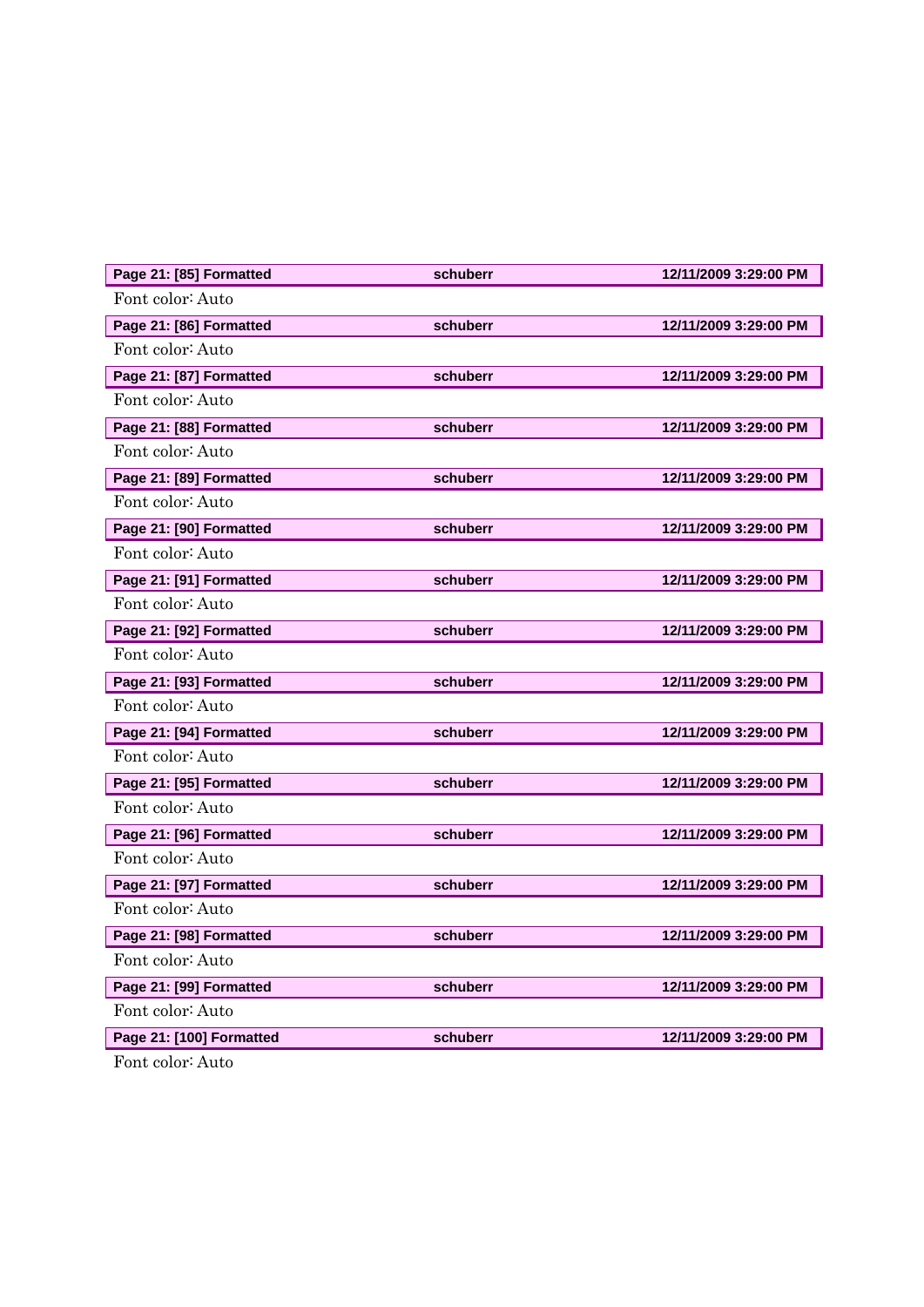| Page 21: [85] Formatted | schuberr | 12/11/2009 3:29:00 PM |
|---|---|---|

Font color: Auto

| Page 21: [86] Formatted | schuberr | 12/11/2009 3:29:00 PM |
|---|---|---|

Font color: Auto

| Page 21: [87] Formatted | schuberr | 12/11/2009 3:29:00 PM |
|---|---|---|

Font color: Auto

| Page 21: [88] Formatted | schuberr | 12/11/2009 3:29:00 PM |
|---|---|---|

Font color: Auto

| Page 21: [89] Formatted | schuberr | 12/11/2009 3:29:00 PM |
|---|---|---|

Font color: Auto

| Page 21: [90] Formatted | schuberr | 12/11/2009 3:29:00 PM |
|---|---|---|

Font color: Auto

| Page 21: [91] Formatted | schuberr | 12/11/2009 3:29:00 PM |
|---|---|---|

Font color: Auto

| Page 21: [92] Formatted | schuberr | 12/11/2009 3:29:00 PM |
|---|---|---|

Font color: Auto

| Page 21: [93] Formatted | schuberr | 12/11/2009 3:29:00 PM |
|---|---|---|

Font color: Auto

| Page 21: [94] Formatted | schuberr | 12/11/2009 3:29:00 PM |
|---|---|---|

Font color: Auto

| Page 21: [95] Formatted | schuberr | 12/11/2009 3:29:00 PM |
|---|---|---|

Font color: Auto

| Page 21: [96] Formatted | schuberr | 12/11/2009 3:29:00 PM |
|---|---|---|

Font color: Auto

| Page 21: [97] Formatted | schuberr | 12/11/2009 3:29:00 PM |
|---|---|---|

Font color: Auto

| Page 21: [98] Formatted | schuberr | 12/11/2009 3:29:00 PM |
|---|---|---|

Font color: Auto

| Page 21: [99] Formatted | schuberr | 12/11/2009 3:29:00 PM |
|---|---|---|

Font color: Auto

| Page 21: [100] Formatted | schuberr | 12/11/2009 3:29:00 PM |
|---|---|---|

Font color: Auto